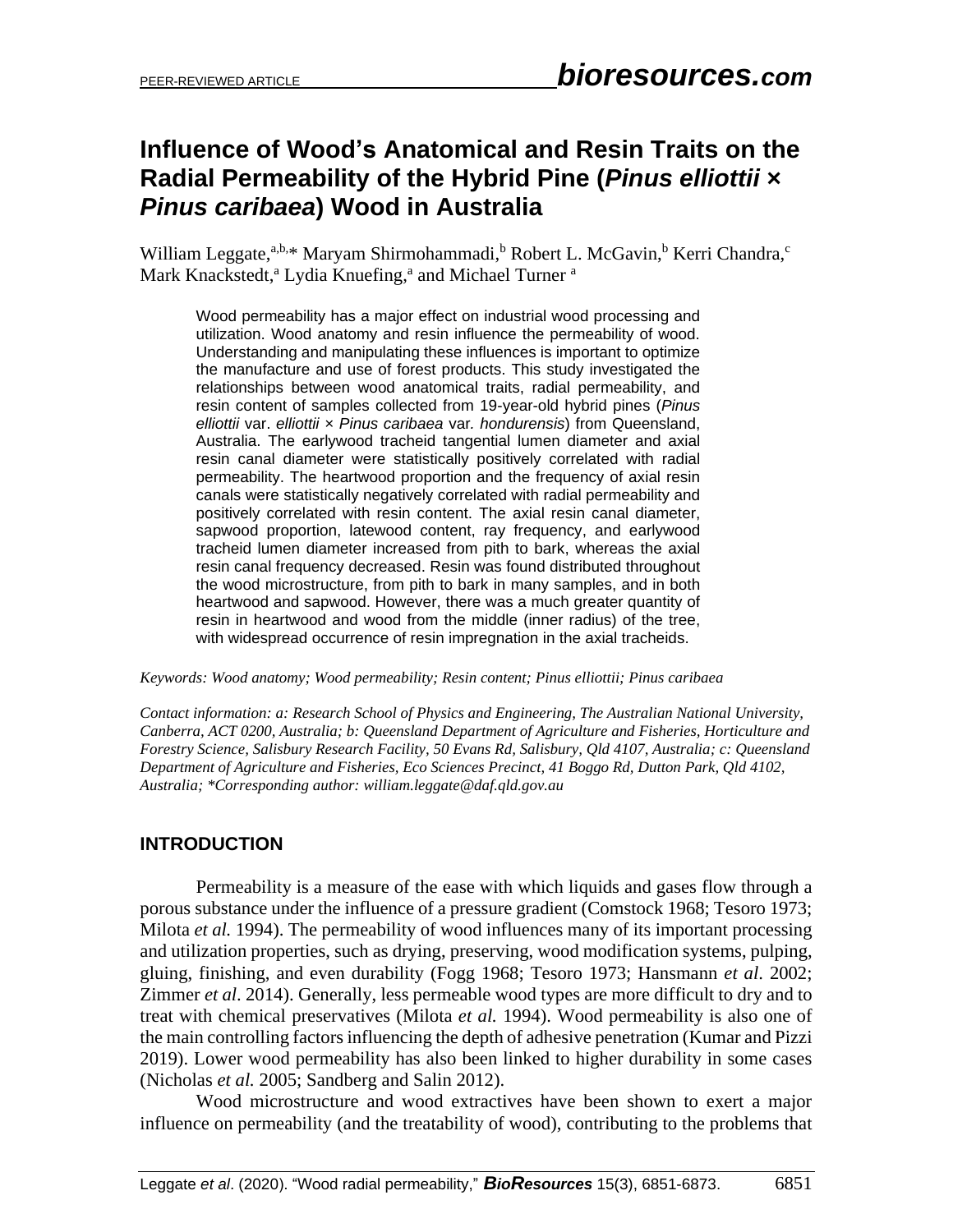# Influence of Wood's Anatomical and Resin Traits on the Radial Permeability of the Hybrid Pine (*Pinus elliottii* × *Pinus caribaea*) Wood in Australia

William Leggate,[a,b,*] Maryam Shirmohammadi,[b] Robert L. McGavin,[b] Kerri Chandra,[c] Mark Knackstedt,[a] Lydia Knuefing,[a] and Michael Turner [a]

Wood permeability has a major effect on industrial wood processing and utilization. Wood anatomy and resin influence the permeability of wood. Understanding and manipulating these influences is important to optimize the manufacture and use of forest products. This study investigated the relationships between wood anatomical traits, radial permeability, and resin content of samples collected from 19-year-old hybrid pines (*Pinus elliottii* var. *elliottii* × *Pinus caribaea* var. *hondurensis*) from Queensland, Australia. The earlywood tracheid tangential lumen diameter and axial resin canal diameter were statistically positively correlated with radial permeability. The heartwood proportion and the frequency of axial resin canals were statistically negatively correlated with radial permeability and positively correlated with resin content. The axial resin canal diameter, sapwood proportion, latewood content, ray frequency, and earlywood tracheid lumen diameter increased from pith to bark, whereas the axial resin canal frequency decreased. Resin was found distributed throughout the wood microstructure, from pith to bark in many samples, and in both heartwood and sapwood. However, there was a much greater quantity of resin in heartwood and wood from the middle (inner radius) of the tree, with widespread occurrence of resin impregnation in the axial tracheids.

*Keywords: Wood anatomy; Wood permeability; Resin content; Pinus elliottii; Pinus caribaea*

*Contact information: a: Research School of Physics and Engineering, The Australian National University, Canberra, ACT 0200, Australia; b: Queensland Department of Agriculture and Fisheries, Horticulture and Forestry Science, Salisbury Research Facility, 50 Evans Rd, Salisbury, Qld 4107, Australia; c: Queensland Department of Agriculture and Fisheries, Eco Sciences Precinct, 41 Boggo Rd, Dutton Park, Qld 4102, Australia; *Corresponding author: william.leggate@daf.qld.gov.au*

## INTRODUCTION

Permeability is a measure of the ease with which liquids and gases flow through a porous substance under the influence of a pressure gradient (Comstock 1968; Tesoro 1973; Milota *et al.* 1994). The permeability of wood influences many of its important processing and utilization properties, such as drying, preserving, wood modification systems, pulping, gluing, finishing, and even durability (Fogg 1968; Tesoro 1973; Hansmann *et al*. 2002; Zimmer *et al*. 2014). Generally, less permeable wood types are more difficult to dry and to treat with chemical preservatives (Milota *et al.* 1994). Wood permeability is also one of the main controlling factors influencing the depth of adhesive penetration (Kumar and Pizzi 2019). Lower wood permeability has also been linked to higher durability in some cases (Nicholas *et al.* 2005; Sandberg and Salin 2012).

Wood microstructure and wood extractives have been shown to exert a major influence on permeability (and the treatability of wood), contributing to the problems that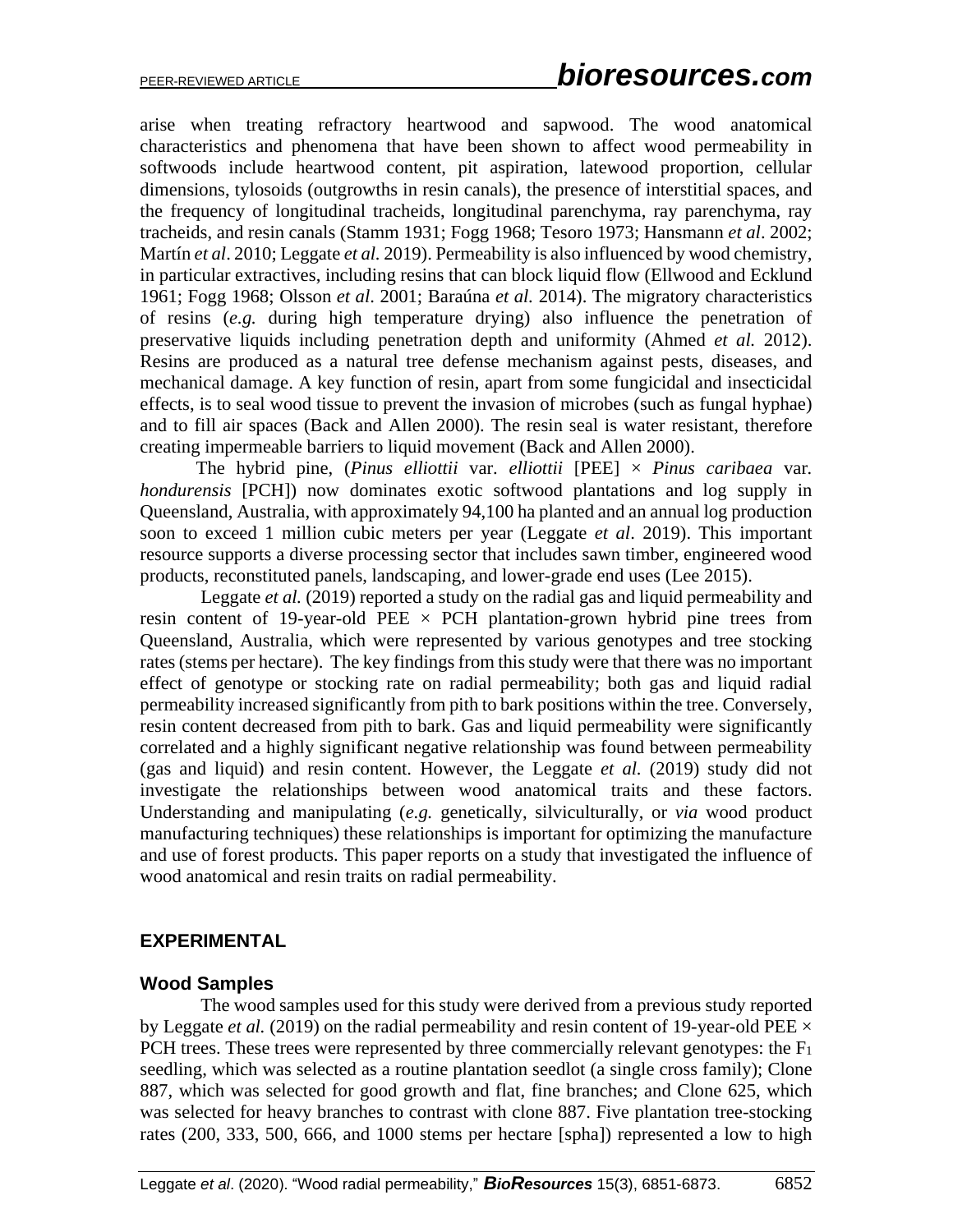arise when treating refractory heartwood and sapwood. The wood anatomical characteristics and phenomena that have been shown to affect wood permeability in softwoods include heartwood content, pit aspiration, latewood proportion, cellular dimensions, tylosoids (outgrowths in resin canals), the presence of interstitial spaces, and the frequency of longitudinal tracheids, longitudinal parenchyma, ray parenchyma, ray tracheids, and resin canals (Stamm 1931; Fogg 1968; Tesoro 1973; Hansmann *et al*. 2002; Martín *et al*. 2010; Leggate *et al.* 2019). Permeability is also influenced by wood chemistry, in particular extractives, including resins that can block liquid flow (Ellwood and Ecklund 1961; Fogg 1968; Olsson *et al*. 2001; Baraúna *et al.* 2014). The migratory characteristics of resins (*e.g.* during high temperature drying) also influence the penetration of preservative liquids including penetration depth and uniformity (Ahmed *et al.* 2012). Resins are produced as a natural tree defense mechanism against pests, diseases, and mechanical damage. A key function of resin, apart from some fungicidal and insecticidal effects, is to seal wood tissue to prevent the invasion of microbes (such as fungal hyphae) and to fill air spaces (Back and Allen 2000). The resin seal is water resistant, therefore creating impermeable barriers to liquid movement (Back and Allen 2000).

The hybrid pine, (*Pinus elliottii* var. *elliottii* [PEE] × *Pinus caribaea* var. *hondurensis* [PCH]) now dominates exotic softwood plantations and log supply in Queensland, Australia, with approximately 94,100 ha planted and an annual log production soon to exceed 1 million cubic meters per year (Leggate *et al*. 2019). This important resource supports a diverse processing sector that includes sawn timber, engineered wood products, reconstituted panels, landscaping, and lower-grade end uses (Lee 2015).

Leggate *et al.* (2019) reported a study on the radial gas and liquid permeability and resin content of 19-year-old PEE × PCH plantation-grown hybrid pine trees from Queensland, Australia, which were represented by various genotypes and tree stocking rates (stems per hectare). The key findings from this study were that there was no important effect of genotype or stocking rate on radial permeability; both gas and liquid radial permeability increased significantly from pith to bark positions within the tree. Conversely, resin content decreased from pith to bark. Gas and liquid permeability were significantly correlated and a highly significant negative relationship was found between permeability (gas and liquid) and resin content. However, the Leggate *et al.* (2019) study did not investigate the relationships between wood anatomical traits and these factors. Understanding and manipulating (*e.g.* genetically, silviculturally, or *via* wood product manufacturing techniques) these relationships is important for optimizing the manufacture and use of forest products. This paper reports on a study that investigated the influence of wood anatomical and resin traits on radial permeability.

## EXPERIMENTAL

### Wood Samples

The wood samples used for this study were derived from a previous study reported by Leggate *et al.* (2019) on the radial permeability and resin content of 19-year-old PEE × PCH trees. These trees were represented by three commercially relevant genotypes: the $F_1$ seedling, which was selected as a routine plantation seedlot (a single cross family); Clone 887, which was selected for good growth and flat, fine branches; and Clone 625, which was selected for heavy branches to contrast with clone 887. Five plantation tree-stocking rates (200, 333, 500, 666, and 1000 stems per hectare [spha]) represented a low to high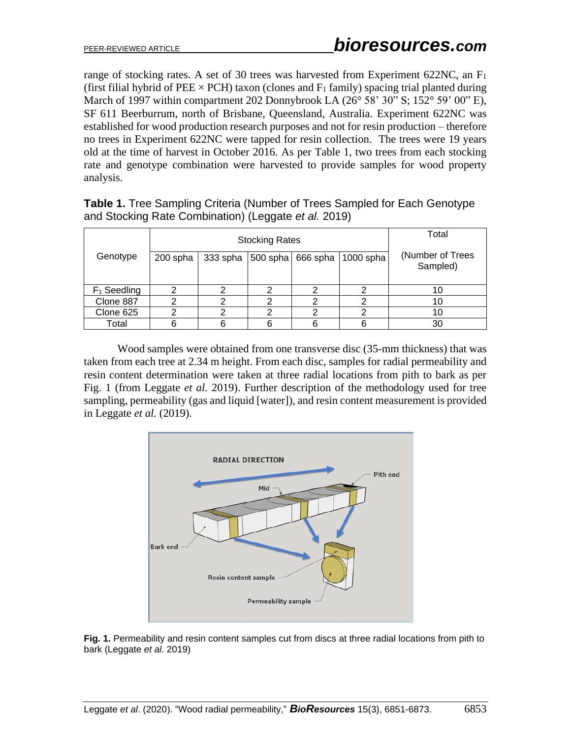range of stocking rates. A set of 30 trees was harvested from Experiment 622NC, an $F_1$ (first filial hybrid of PEE × PCH) taxon (clones and $F_1$ family) spacing trial planted during March of 1997 within compartment 202 Donnybrook LA (26° 58' 30" S; 152° 59' 00" E), SF 611 Beerburrum, north of Brisbane, Queensland, Australia. Experiment 622NC was established for wood production research purposes and not for resin production – therefore no trees in Experiment 622NC were tapped for resin collection. The trees were 19 years old at the time of harvest in October 2016. As per Table 1, two trees from each stocking rate and genotype combination were harvested to provide samples for wood property analysis.

**Table 1.** Tree Sampling Criteria (Number of Trees Sampled for Each Genotype and Stocking Rate Combination) (Leggate *et al.* 2019)

| Genotype | Stocking Rates | | | | | Total |
|---|---|---|---|---|---|---|
| | 200 spha | 333 spha | 500 spha | 666 spha | 1000 spha | (Number of Trees Sampled) |
| $F_1$ Seedling | 2 | 2 | 2 | 2 | 2 | 10 |
| Clone 887 | 2 | 2 | 2 | 2 | 2 | 10 |
| Clone 625 | 2 | 2 | 2 | 2 | 2 | 10 |
| Total | 6 | 6 | 6 | 6 | 6 | 30 |

Wood samples were obtained from one transverse disc (35-mm thickness) that was taken from each tree at 2.34 m height. From each disc, samples for radial permeability and resin content determination were taken at three radial locations from pith to bark as per Fig. 1 (from Leggate *et al.* 2019). Further description of the methodology used for tree sampling, permeability (gas and liquid [water]), and resin content measurement is provided in Leggate *et al.* (2019).

**Fig. 1.** Permeability and resin content samples cut from discs at three radial locations from pith to bark (Leggate *et al.* 2019)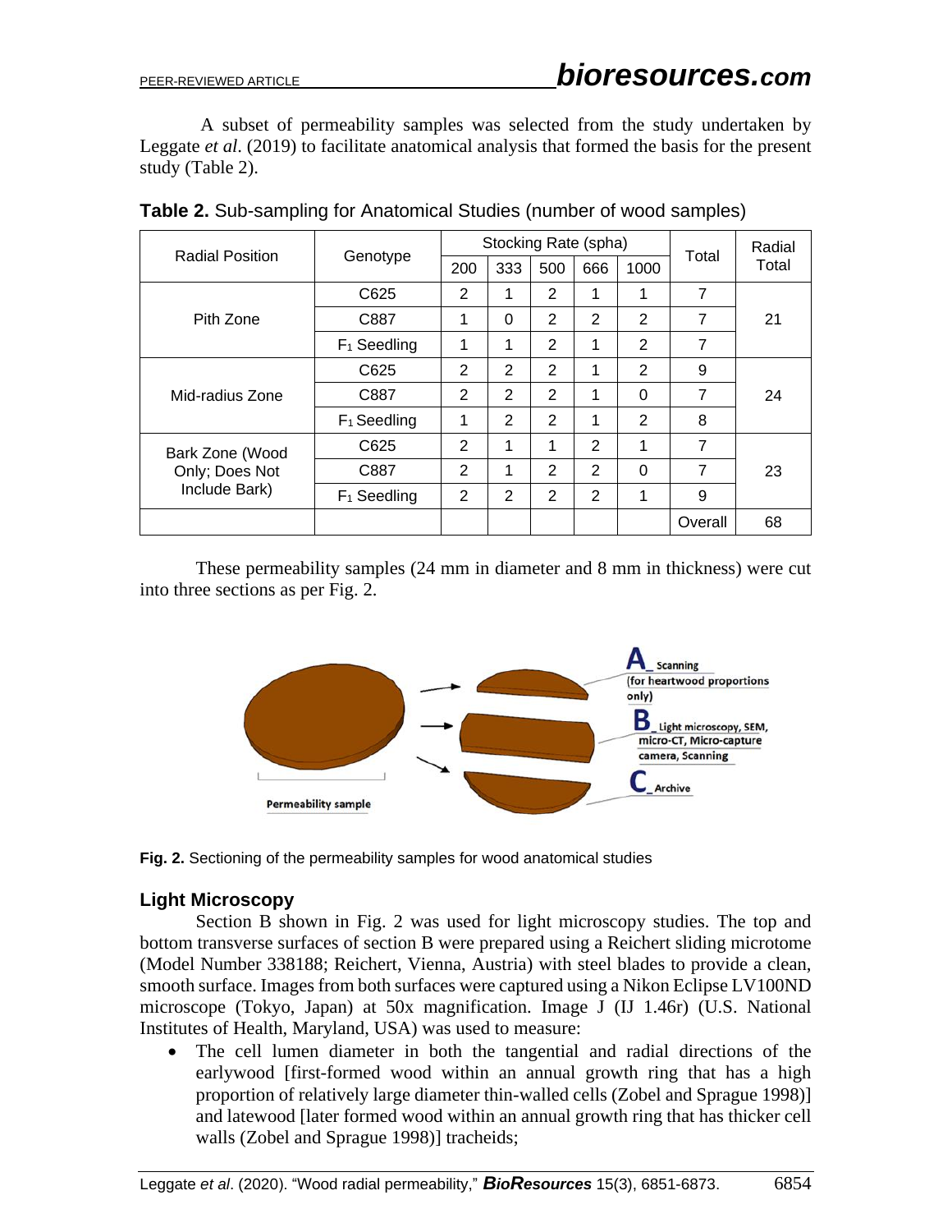A subset of permeability samples was selected from the study undertaken by Leggate *et al*. (2019) to facilitate anatomical analysis that formed the basis for the present study (Table 2).

**Table 2.** Sub-sampling for Anatomical Studies (number of wood samples)

| Radial Position | Genotype | Stocking Rate (spha) | | | | | Total | Radial Total |
|---|---|---|---|---|---|---|---|---|
| | | 200 | 333 | 500 | 666 | 1000 | | |
| Pith Zone | C625 | 2 | 1 | 2 | 1 | 1 | 7 | 21 |
| | C887 | 1 | 0 | 2 | 2 | 2 | 7 | |
| | $F_1$ Seedling | 1 | 1 | 2 | 1 | 2 | 7 | |
| Mid-radius Zone | C625 | 2 | 2 | 2 | 1 | 2 | 9 | 24 |
| | C887 | 2 | 2 | 2 | 1 | 0 | 7 | |
| | $F_1$ Seedling | 1 | 2 | 2 | 1 | 2 | 8 | |
| Bark Zone (Wood Only; Does Not Include Bark) | C625 | 2 | 1 | 1 | 2 | 1 | 7 | 23 |
| | C887 | 2 | 1 | 2 | 2 | 0 | 7 | |
| | $F_1$ Seedling | 2 | 2 | 2 | 2 | 1 | 9 | |
| | | | | | | | Overall | 68 |

These permeability samples (24 mm in diameter and 8 mm in thickness) were cut into three sections as per Fig. 2.

**Fig. 2.** Sectioning of the permeability samples for wood anatomical studies

## Light Microscopy

Section B shown in Fig. 2 was used for light microscopy studies. The top and bottom transverse surfaces of section B were prepared using a Reichert sliding microtome (Model Number 338188; Reichert, Vienna, Austria) with steel blades to provide a clean, smooth surface. Images from both surfaces were captured using a Nikon Eclipse LV100ND microscope (Tokyo, Japan) at 50x magnification. Image J (IJ 1.46r) (U.S. National Institutes of Health, Maryland, USA) was used to measure:

- The cell lumen diameter in both the tangential and radial directions of the earlywood [first-formed wood within an annual growth ring that has a high proportion of relatively large diameter thin-walled cells (Zobel and Sprague 1998)] and latewood [later formed wood within an annual growth ring that has thicker cell walls (Zobel and Sprague 1998)] tracheids;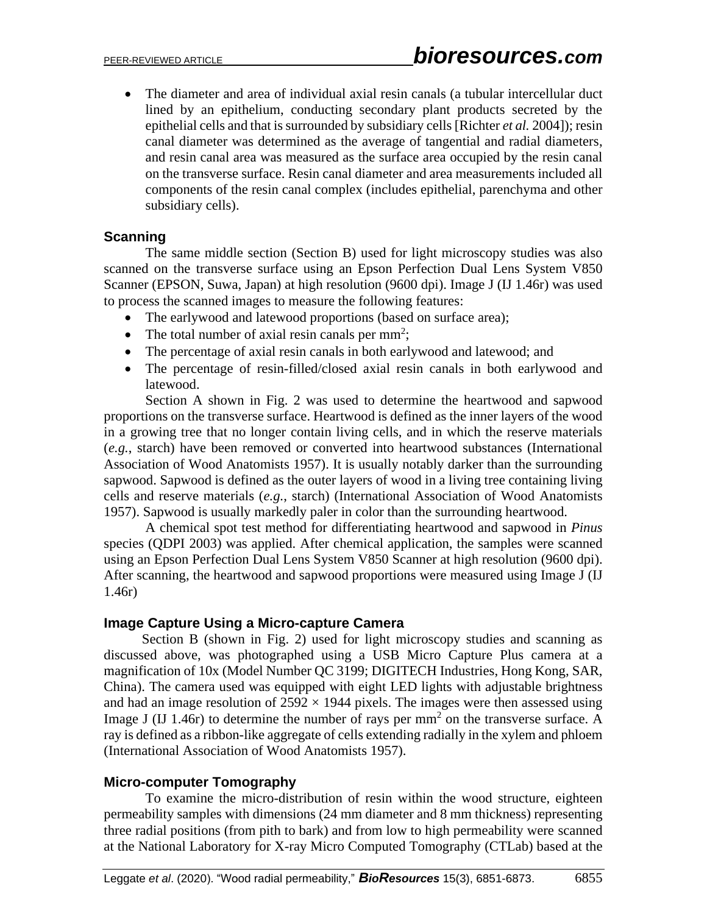- The diameter and area of individual axial resin canals (a tubular intercellular duct lined by an epithelium, conducting secondary plant products secreted by the epithelial cells and that is surrounded by subsidiary cells [Richter *et al.* 2004]); resin canal diameter was determined as the average of tangential and radial diameters, and resin canal area was measured as the surface area occupied by the resin canal on the transverse surface. Resin canal diameter and area measurements included all components of the resin canal complex (includes epithelial, parenchyma and other subsidiary cells).

### Scanning

The same middle section (Section B) used for light microscopy studies was also scanned on the transverse surface using an Epson Perfection Dual Lens System V850 Scanner (EPSON, Suwa, Japan) at high resolution (9600 dpi). Image J (IJ 1.46r) was used to process the scanned images to measure the following features:

- The earlywood and latewood proportions (based on surface area);
- The total number of axial resin canals per mm$^2$;
- The percentage of axial resin canals in both earlywood and latewood; and
- The percentage of resin-filled/closed axial resin canals in both earlywood and latewood.

Section A shown in Fig. 2 was used to determine the heartwood and sapwood proportions on the transverse surface. Heartwood is defined as the inner layers of the wood in a growing tree that no longer contain living cells, and in which the reserve materials (*e.g.*, starch) have been removed or converted into heartwood substances (International Association of Wood Anatomists 1957). It is usually notably darker than the surrounding sapwood. Sapwood is defined as the outer layers of wood in a living tree containing living cells and reserve materials (*e.g.*, starch) (International Association of Wood Anatomists 1957). Sapwood is usually markedly paler in color than the surrounding heartwood.

A chemical spot test method for differentiating heartwood and sapwood in *Pinus* species (QDPI 2003) was applied. After chemical application, the samples were scanned using an Epson Perfection Dual Lens System V850 Scanner at high resolution (9600 dpi). After scanning, the heartwood and sapwood proportions were measured using Image J (IJ 1.46r)

### Image Capture Using a Micro-capture Camera

Section B (shown in Fig. 2) used for light microscopy studies and scanning as discussed above, was photographed using a USB Micro Capture Plus camera at a magnification of 10x (Model Number QC 3199; DIGITECH Industries, Hong Kong, SAR, China). The camera used was equipped with eight LED lights with adjustable brightness and had an image resolution of $2592 \times 1944$ pixels. The images were then assessed using Image J (IJ 1.46r) to determine the number of rays per mm$^2$ on the transverse surface. A ray is defined as a ribbon-like aggregate of cells extending radially in the xylem and phloem (International Association of Wood Anatomists 1957).

### Micro-computer Tomography

To examine the micro-distribution of resin within the wood structure, eighteen permeability samples with dimensions (24 mm diameter and 8 mm thickness) representing three radial positions (from pith to bark) and from low to high permeability were scanned at the National Laboratory for X-ray Micro Computed Tomography (CTLab) based at the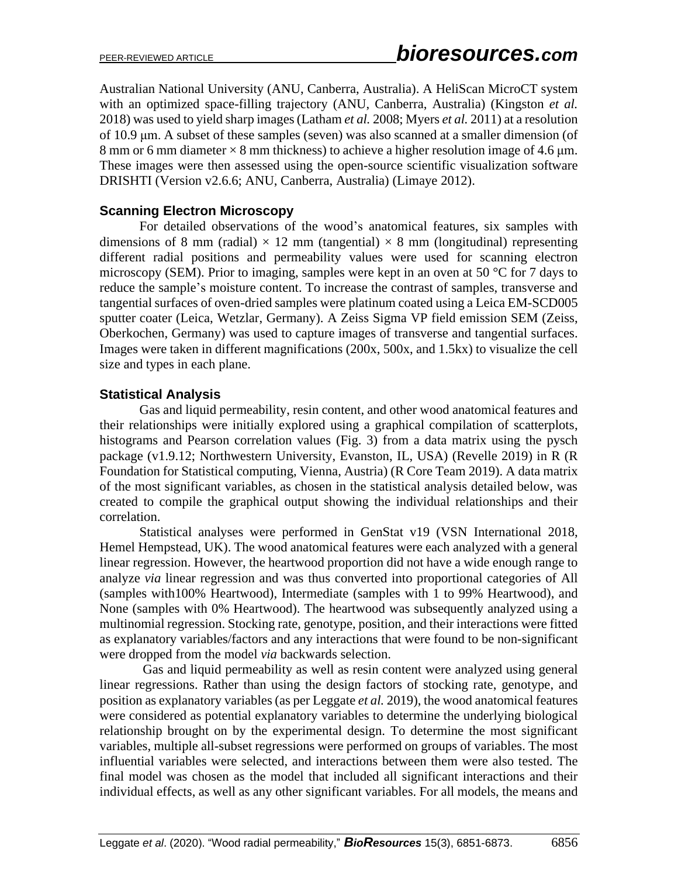Australian National University (ANU, Canberra, Australia). A HeliScan MicroCT system with an optimized space-filling trajectory (ANU, Canberra, Australia) (Kingston *et al.* 2018) was used to yield sharp images (Latham *et al.* 2008; Myers *et al.* 2011) at a resolution of 10.9 μm. A subset of these samples (seven) was also scanned at a smaller dimension (of 8 mm or 6 mm diameter × 8 mm thickness) to achieve a higher resolution image of 4.6 μm. These images were then assessed using the open-source scientific visualization software DRISHTI (Version v2.6.6; ANU, Canberra, Australia) (Limaye 2012).

### Scanning Electron Microscopy

For detailed observations of the wood's anatomical features, six samples with dimensions of 8 mm (radial) × 12 mm (tangential) × 8 mm (longitudinal) representing different radial positions and permeability values were used for scanning electron microscopy (SEM). Prior to imaging, samples were kept in an oven at 50 °C for 7 days to reduce the sample's moisture content. To increase the contrast of samples, transverse and tangential surfaces of oven-dried samples were platinum coated using a Leica EM-SCD005 sputter coater (Leica, Wetzlar, Germany). A Zeiss Sigma VP field emission SEM (Zeiss, Oberkochen, Germany) was used to capture images of transverse and tangential surfaces. Images were taken in different magnifications (200x, 500x, and 1.5kx) to visualize the cell size and types in each plane.

### Statistical Analysis

Gas and liquid permeability, resin content, and other wood anatomical features and their relationships were initially explored using a graphical compilation of scatterplots, histograms and Pearson correlation values (Fig. 3) from a data matrix using the pysch package (v1.9.12; Northwestern University, Evanston, IL, USA) (Revelle 2019) in R (R Foundation for Statistical computing, Vienna, Austria) (R Core Team 2019). A data matrix of the most significant variables, as chosen in the statistical analysis detailed below, was created to compile the graphical output showing the individual relationships and their correlation.

Statistical analyses were performed in GenStat v19 (VSN International 2018, Hemel Hempstead, UK). The wood anatomical features were each analyzed with a general linear regression. However, the heartwood proportion did not have a wide enough range to analyze *via* linear regression and was thus converted into proportional categories of All (samples with100% Heartwood), Intermediate (samples with 1 to 99% Heartwood), and None (samples with 0% Heartwood). The heartwood was subsequently analyzed using a multinomial regression. Stocking rate, genotype, position, and their interactions were fitted as explanatory variables/factors and any interactions that were found to be non-significant were dropped from the model *via* backwards selection.

Gas and liquid permeability as well as resin content were analyzed using general linear regressions. Rather than using the design factors of stocking rate, genotype, and position as explanatory variables (as per Leggate *et al.* 2019), the wood anatomical features were considered as potential explanatory variables to determine the underlying biological relationship brought on by the experimental design. To determine the most significant variables, multiple all-subset regressions were performed on groups of variables. The most influential variables were selected, and interactions between them were also tested. The final model was chosen as the model that included all significant interactions and their individual effects, as well as any other significant variables. For all models, the means and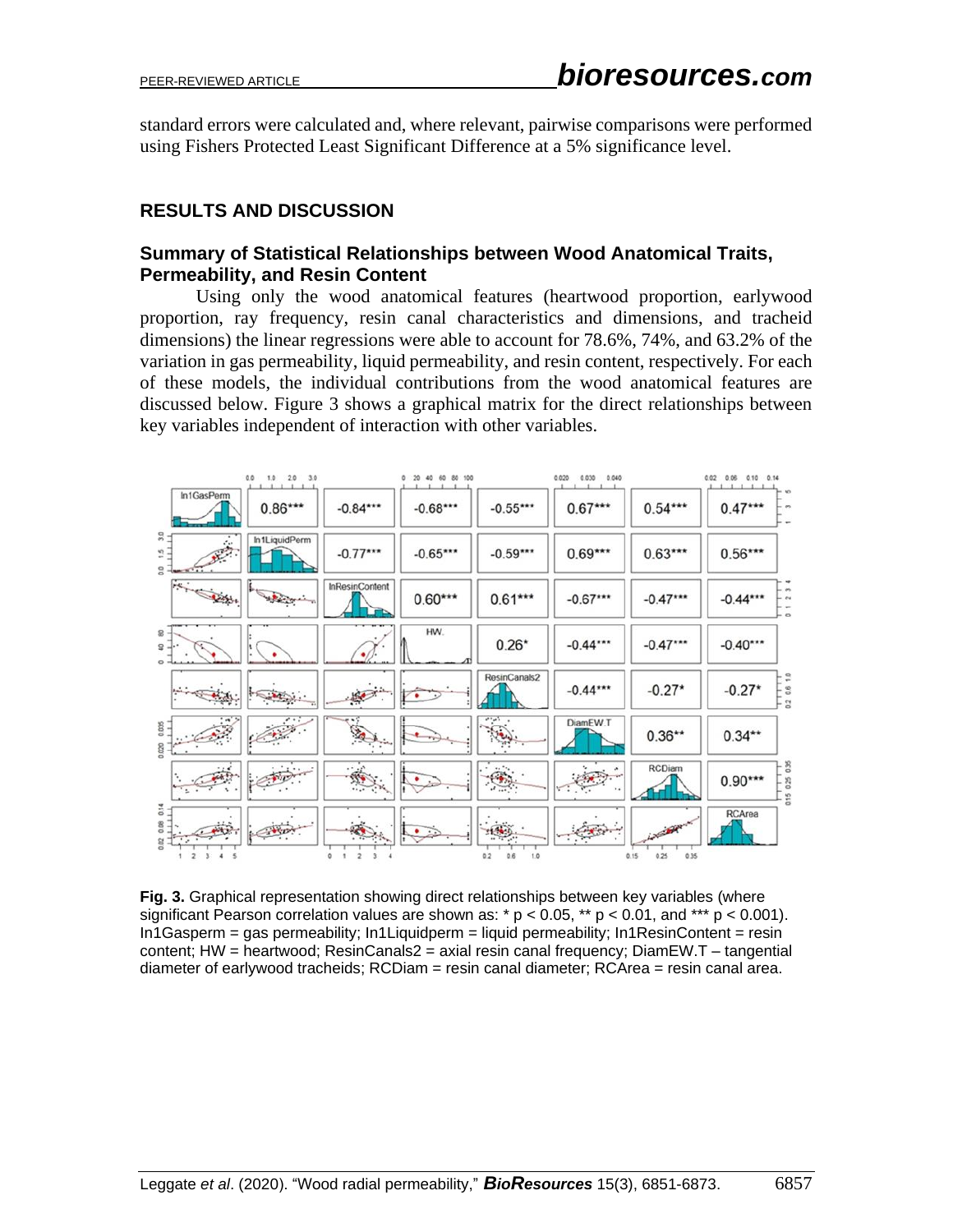standard errors were calculated and, where relevant, pairwise comparisons were performed using Fishers Protected Least Significant Difference at a 5% significance level.

## RESULTS AND DISCUSSION

### Summary of Statistical Relationships between Wood Anatomical Traits, Permeability, and Resin Content

Using only the wood anatomical features (heartwood proportion, earlywood proportion, ray frequency, resin canal characteristics and dimensions, and tracheid dimensions) the linear regressions were able to account for 78.6%, 74%, and 63.2% of the variation in gas permeability, liquid permeability, and resin content, respectively. For each of these models, the individual contributions from the wood anatomical features are discussed below. Figure 3 shows a graphical matrix for the direct relationships between key variables independent of interaction with other variables.

**Fig. 3.** Graphical representation showing direct relationships between key variables (where significant Pearson correlation values are shown as: * $p < 0.05$, ** $p < 0.01$, and *** $p < 0.001$). In1Gasperm = gas permeability; In1Liquidperm = liquid permeability; In1ResinContent = resin content; HW = heartwood; ResinCanals2 = axial resin canal frequency; DiamEW.T – tangential diameter of earlywood tracheids; RCDiam = resin canal diameter; RCArea = resin canal area.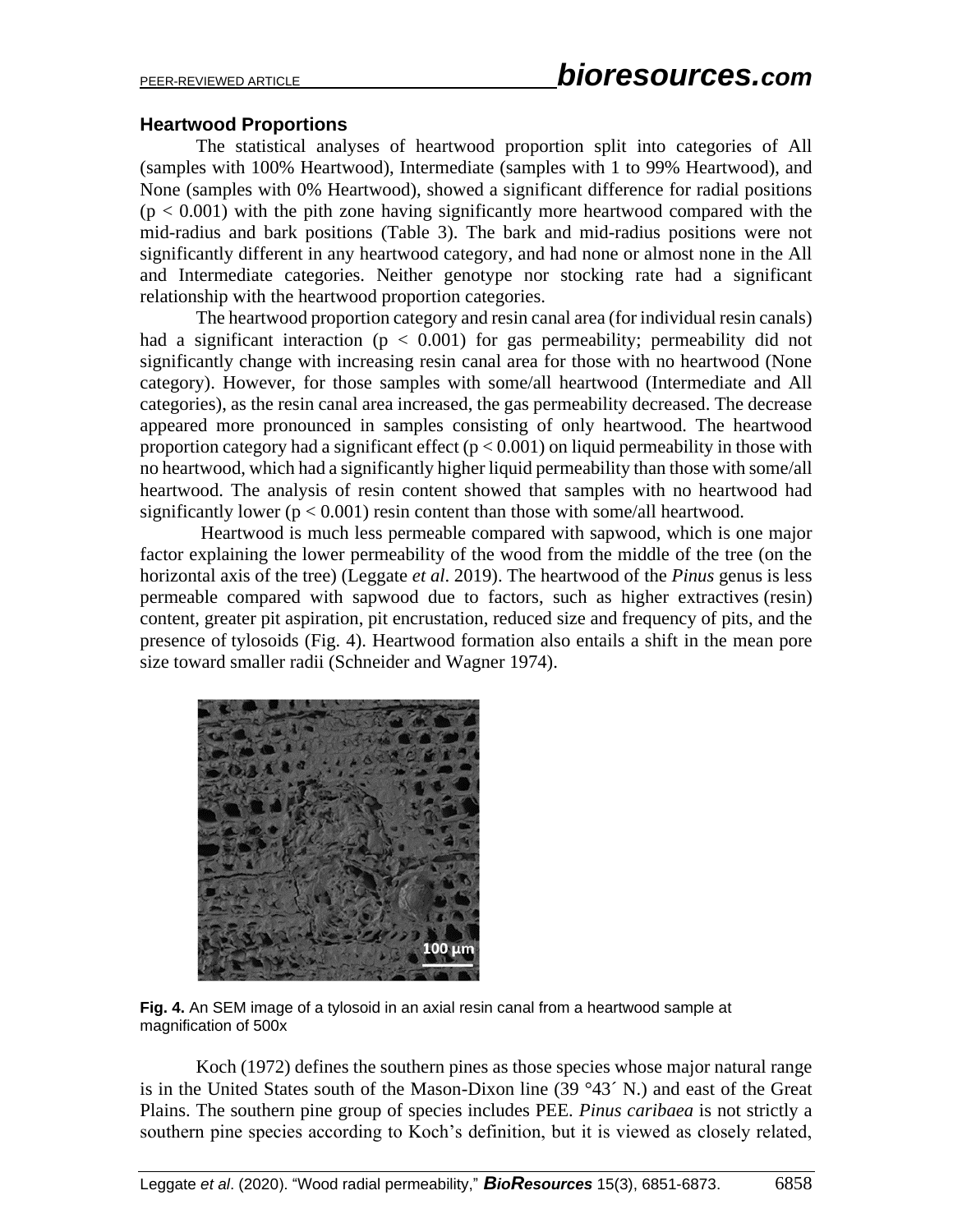### Heartwood Proportions

The statistical analyses of heartwood proportion split into categories of All (samples with 100% Heartwood), Intermediate (samples with 1 to 99% Heartwood), and None (samples with 0% Heartwood), showed a significant difference for radial positions ($p < 0.001$) with the pith zone having significantly more heartwood compared with the mid-radius and bark positions (Table 3). The bark and mid-radius positions were not significantly different in any heartwood category, and had none or almost none in the All and Intermediate categories. Neither genotype nor stocking rate had a significant relationship with the heartwood proportion categories.

The heartwood proportion category and resin canal area (for individual resin canals) had a significant interaction ($p < 0.001$) for gas permeability; permeability did not significantly change with increasing resin canal area for those with no heartwood (None category). However, for those samples with some/all heartwood (Intermediate and All categories), as the resin canal area increased, the gas permeability decreased. The decrease appeared more pronounced in samples consisting of only heartwood. The heartwood proportion category had a significant effect ($p < 0.001$) on liquid permeability in those with no heartwood, which had a significantly higher liquid permeability than those with some/all heartwood. The analysis of resin content showed that samples with no heartwood had significantly lower ($p < 0.001$) resin content than those with some/all heartwood.

Heartwood is much less permeable compared with sapwood, which is one major factor explaining the lower permeability of the wood from the middle of the tree (on the horizontal axis of the tree) (Leggate *et al*. 2019). The heartwood of the *Pinus* genus is less permeable compared with sapwood due to factors, such as higher extractives (resin) content, greater pit aspiration, pit encrustation, reduced size and frequency of pits, and the presence of tylosoids (Fig. 4). Heartwood formation also entails a shift in the mean pore size toward smaller radii (Schneider and Wagner 1974).

**Fig. 4.** An SEM image of a tylosoid in an axial resin canal from a heartwood sample at magnification of 500x

Koch (1972) defines the southern pines as those species whose major natural range is in the United States south of the Mason-Dixon line (39 °43´ N.) and east of the Great Plains. The southern pine group of species includes PEE. *Pinus caribaea* is not strictly a southern pine species according to Koch's definition, but it is viewed as closely related,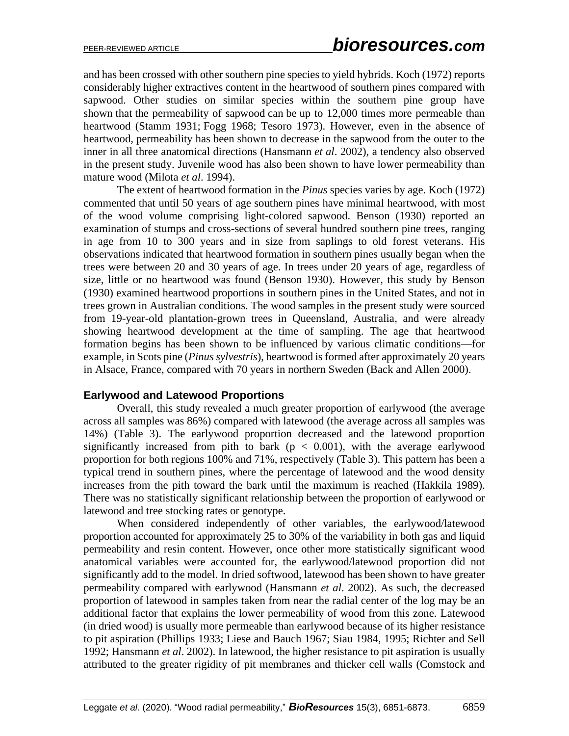and has been crossed with other southern pine species to yield hybrids. Koch (1972) reports considerably higher extractives content in the heartwood of southern pines compared with sapwood. Other studies on similar species within the southern pine group have shown that the permeability of sapwood can be up to 12,000 times more permeable than heartwood (Stamm 1931; Fogg 1968; Tesoro 1973). However, even in the absence of heartwood, permeability has been shown to decrease in the sapwood from the outer to the inner in all three anatomical directions (Hansmann *et al*. 2002), a tendency also observed in the present study. Juvenile wood has also been shown to have lower permeability than mature wood (Milota *et al*. 1994).

The extent of heartwood formation in the *Pinus* species varies by age. Koch (1972) commented that until 50 years of age southern pines have minimal heartwood, with most of the wood volume comprising light-colored sapwood. Benson (1930) reported an examination of stumps and cross-sections of several hundred southern pine trees, ranging in age from 10 to 300 years and in size from saplings to old forest veterans. His observations indicated that heartwood formation in southern pines usually began when the trees were between 20 and 30 years of age. In trees under 20 years of age, regardless of size, little or no heartwood was found (Benson 1930). However, this study by Benson (1930) examined heartwood proportions in southern pines in the United States, and not in trees grown in Australian conditions. The wood samples in the present study were sourced from 19-year-old plantation-grown trees in Queensland, Australia, and were already showing heartwood development at the time of sampling. The age that heartwood formation begins has been shown to be influenced by various climatic conditions—for example, in Scots pine (*Pinus sylvestris*), heartwood is formed after approximately 20 years in Alsace, France, compared with 70 years in northern Sweden (Back and Allen 2000).

### Earlywood and Latewood Proportions

Overall, this study revealed a much greater proportion of earlywood (the average across all samples was 86%) compared with latewood (the average across all samples was 14%) (Table 3). The earlywood proportion decreased and the latewood proportion significantly increased from pith to bark ($p < 0.001$), with the average earlywood proportion for both regions 100% and 71%, respectively (Table 3). This pattern has been a typical trend in southern pines, where the percentage of latewood and the wood density increases from the pith toward the bark until the maximum is reached (Hakkila 1989). There was no statistically significant relationship between the proportion of earlywood or latewood and tree stocking rates or genotype.

When considered independently of other variables, the earlywood/latewood proportion accounted for approximately 25 to 30% of the variability in both gas and liquid permeability and resin content. However, once other more statistically significant wood anatomical variables were accounted for, the earlywood/latewood proportion did not significantly add to the model. In dried softwood, latewood has been shown to have greater permeability compared with earlywood (Hansmann *et al*. 2002). As such, the decreased proportion of latewood in samples taken from near the radial center of the log may be an additional factor that explains the lower permeability of wood from this zone. Latewood (in dried wood) is usually more permeable than earlywood because of its higher resistance to pit aspiration (Phillips 1933; Liese and Bauch 1967; Siau 1984, 1995; Richter and Sell 1992; Hansmann *et al*. 2002). In latewood, the higher resistance to pit aspiration is usually attributed to the greater rigidity of pit membranes and thicker cell walls (Comstock and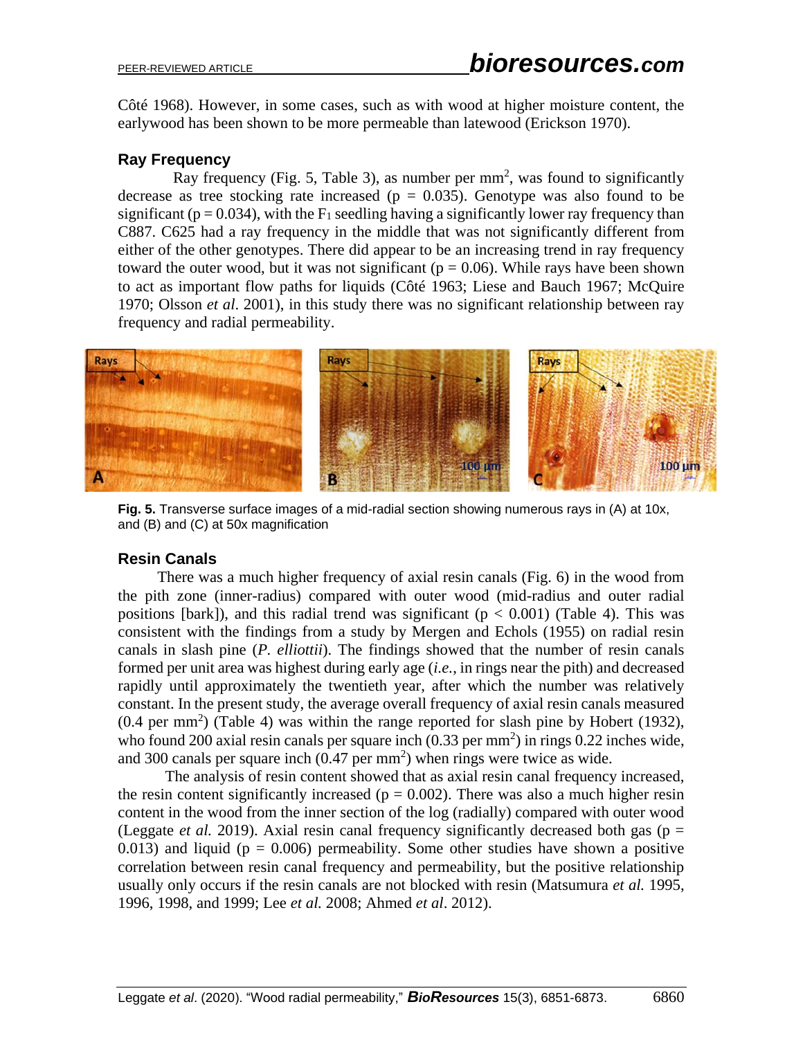Côté 1968). However, in some cases, such as with wood at higher moisture content, the earlywood has been shown to be more permeable than latewood (Erickson 1970).

## Ray Frequency

Ray frequency (Fig. 5, Table 3), as number per $mm^2$, was found to significantly decrease as tree stocking rate increased ($p = 0.035$). Genotype was also found to be significant ($p = 0.034$), with the $F_1$ seedling having a significantly lower ray frequency than C887. C625 had a ray frequency in the middle that was not significantly different from either of the other genotypes. There did appear to be an increasing trend in ray frequency toward the outer wood, but it was not significant ($p = 0.06$). While rays have been shown to act as important flow paths for liquids (Côté 1963; Liese and Bauch 1967; McQuire 1970; Olsson *et al.* 2001), in this study there was no significant relationship between ray frequency and radial permeability.

**Fig. 5.** Transverse surface images of a mid-radial section showing numerous rays in (A) at 10x, and (B) and (C) at 50x magnification

## Resin Canals

There was a much higher frequency of axial resin canals (Fig. 6) in the wood from the pith zone (inner-radius) compared with outer wood (mid-radius and outer radial positions [bark]), and this radial trend was significant ($p < 0.001$) (Table 4). This was consistent with the findings from a study by Mergen and Echols (1955) on radial resin canals in slash pine (*P. elliottii*). The findings showed that the number of resin canals formed per unit area was highest during early age (*i.e.*, in rings near the pith) and decreased rapidly until approximately the twentieth year, after which the number was relatively constant. In the present study, the average overall frequency of axial resin canals measured (0.4 per $mm^2$) (Table 4) was within the range reported for slash pine by Hobert (1932), who found 200 axial resin canals per square inch (0.33 per $mm^2$) in rings 0.22 inches wide, and 300 canals per square inch (0.47 per $mm^2$) when rings were twice as wide.

The analysis of resin content showed that as axial resin canal frequency increased, the resin content significantly increased ($p = 0.002$). There was also a much higher resin content in the wood from the inner section of the log (radially) compared with outer wood (Leggate *et al.* 2019). Axial resin canal frequency significantly decreased both gas ($p = 0.013$) and liquid ($p = 0.006$) permeability. Some other studies have shown a positive correlation between resin canal frequency and permeability, but the positive relationship usually only occurs if the resin canals are not blocked with resin (Matsumura *et al.* 1995, 1996, 1998, and 1999; Lee *et al.* 2008; Ahmed *et al*. 2012).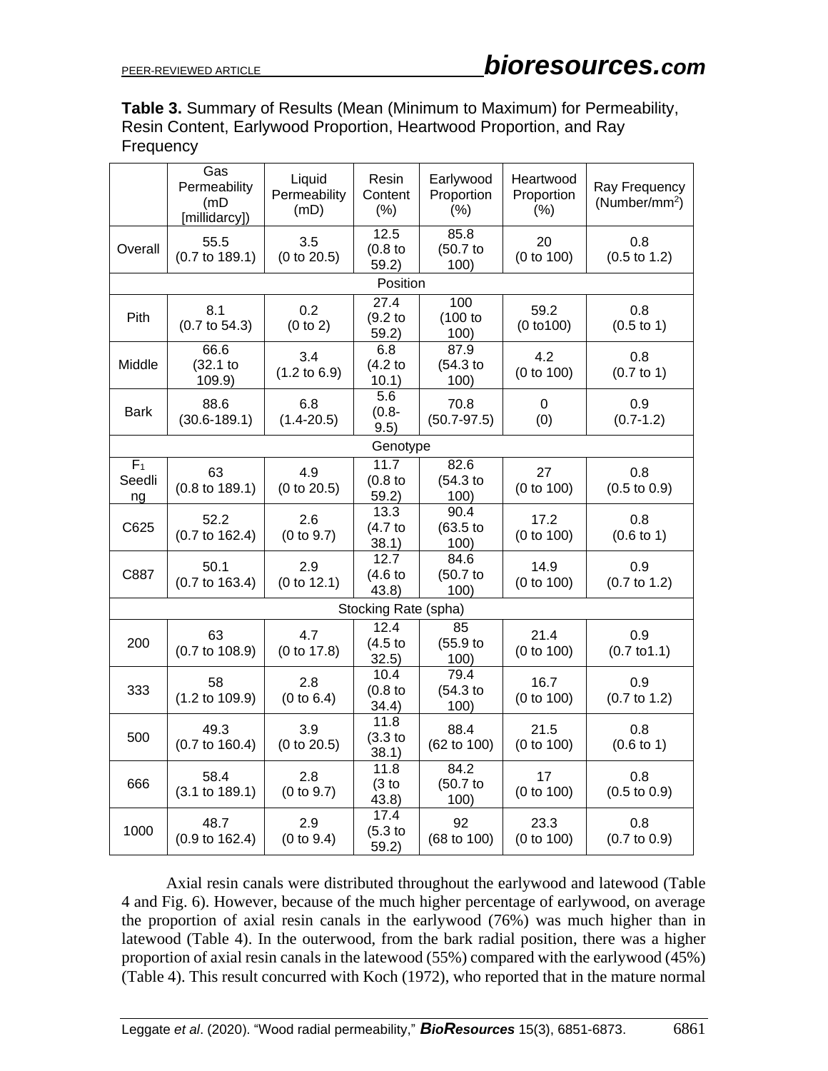**Table 3.** Summary of Results (Mean (Minimum to Maximum) for Permeability, Resin Content, Earlywood Proportion, Heartwood Proportion, and Ray Frequency

| | Gas Permeability (mD [millidarcy]) | Liquid Permeability (mD) | Resin Content (%) | Earlywood Proportion (%) | Heartwood Proportion (%) | Ray Frequency (Number/mm$^2$) |
|---|---|---|---|---|---|---|
| Overall | 55.5 (0.7 to 189.1) | 3.5 (0 to 20.5) | 12.5 (0.8 to 59.2) | 85.8 (50.7 to 100) | 20 (0 to 100) | 0.8 (0.5 to 1.2) |
| Position | | | | | | |
| Pith | 8.1 (0.7 to 54.3) | 0.2 (0 to 2) | 27.4 (9.2 to 59.2) | 100 (100 to 100) | 59.2 (0 to100) | 0.8 (0.5 to 1) |
| Middle | 66.6 (32.1 to 109.9) | 3.4 (1.2 to 6.9) | 6.8 (4.2 to 10.1) | 87.9 (54.3 to 100) | 4.2 (0 to 100) | 0.8 (0.7 to 1) |
| Bark | 88.6 (30.6-189.1) | 6.8 (1.4-20.5) | 5.6 (0.8-9.5) | 70.8 (50.7-97.5) | 0 (0) | 0.9 (0.7-1.2) |
| Genotype | | | | | | |
| $F_1$ Seedling | 63 (0.8 to 189.1) | 4.9 (0 to 20.5) | 11.7 (0.8 to 59.2) | 82.6 (54.3 to 100) | 27 (0 to 100) | 0.8 (0.5 to 0.9) |
| C625 | 52.2 (0.7 to 162.4) | 2.6 (0 to 9.7) | 13.3 (4.7 to 38.1) | 90.4 (63.5 to 100) | 17.2 (0 to 100) | 0.8 (0.6 to 1) |
| C887 | 50.1 (0.7 to 163.4) | 2.9 (0 to 12.1) | 12.7 (4.6 to 43.8) | 84.6 (50.7 to 100) | 14.9 (0 to 100) | 0.9 (0.7 to 1.2) |
| Stocking Rate (spha) | | | | | | |
| 200 | 63 (0.7 to 108.9) | 4.7 (0 to 17.8) | 12.4 (4.5 to 32.5) | 85 (55.9 to 100) | 21.4 (0 to 100) | 0.9 (0.7 to1.1) |
| 333 | 58 (1.2 to 109.9) | 2.8 (0 to 6.4) | 10.4 (0.8 to 34.4) | 79.4 (54.3 to 100) | 16.7 (0 to 100) | 0.9 (0.7 to 1.2) |
| 500 | 49.3 (0.7 to 160.4) | 3.9 (0 to 20.5) | 11.8 (3.3 to 38.1) | 88.4 (62 to 100) | 21.5 (0 to 100) | 0.8 (0.6 to 1) |
| 666 | 58.4 (3.1 to 189.1) | 2.8 (0 to 9.7) | 11.8 (3 to 43.8) | 84.2 (50.7 to 100) | 17 (0 to 100) | 0.8 (0.5 to 0.9) |
| 1000 | 48.7 (0.9 to 162.4) | 2.9 (0 to 9.4) | 17.4 (5.3 to 59.2) | 92 (68 to 100) | 23.3 (0 to 100) | 0.8 (0.7 to 0.9) |

Axial resin canals were distributed throughout the earlywood and latewood (Table 4 and Fig. 6). However, because of the much higher percentage of earlywood, on average the proportion of axial resin canals in the earlywood (76%) was much higher than in latewood (Table 4). In the outerwood, from the bark radial position, there was a higher proportion of axial resin canals in the latewood (55%) compared with the earlywood (45%) (Table 4). This result concurred with Koch (1972), who reported that in the mature normal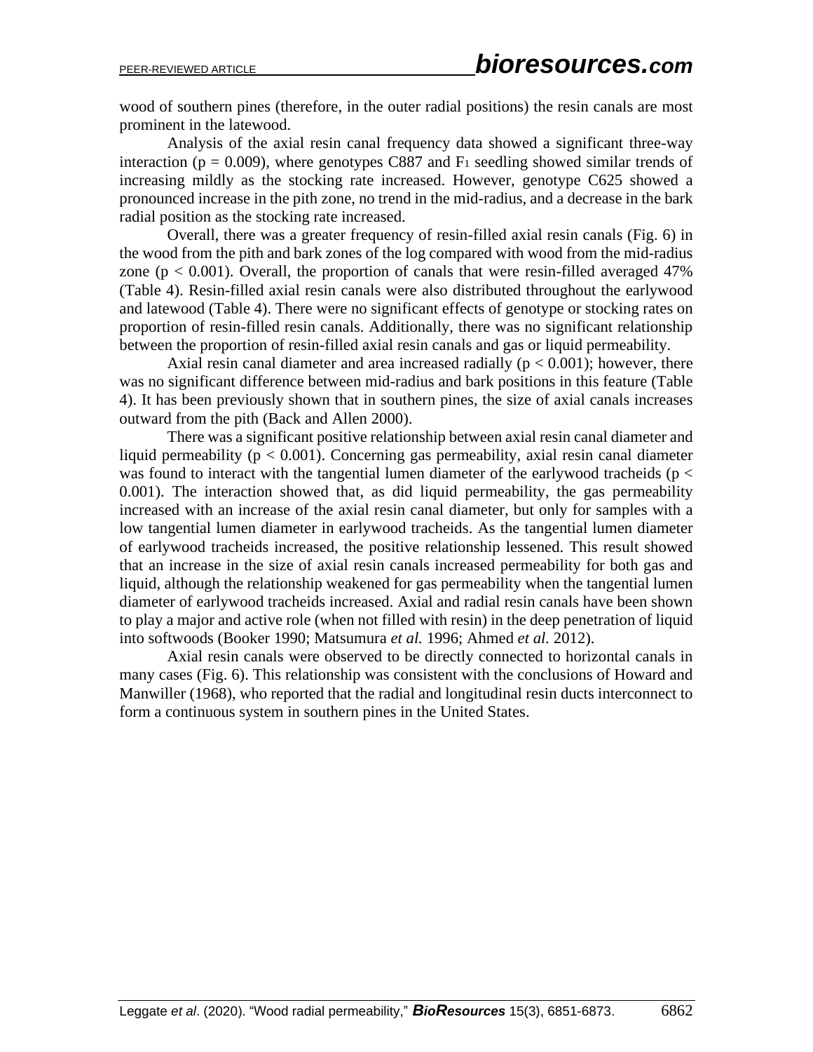wood of southern pines (therefore, in the outer radial positions) the resin canals are most prominent in the latewood.

Analysis of the axial resin canal frequency data showed a significant three-way interaction ($p = 0.009$), where genotypes C887 and $F_1$ seedling showed similar trends of increasing mildly as the stocking rate increased. However, genotype C625 showed a pronounced increase in the pith zone, no trend in the mid-radius, and a decrease in the bark radial position as the stocking rate increased.

Overall, there was a greater frequency of resin-filled axial resin canals (Fig. 6) in the wood from the pith and bark zones of the log compared with wood from the mid-radius zone ($p < 0.001$). Overall, the proportion of canals that were resin-filled averaged 47% (Table 4). Resin-filled axial resin canals were also distributed throughout the earlywood and latewood (Table 4). There were no significant effects of genotype or stocking rates on proportion of resin-filled resin canals. Additionally, there was no significant relationship between the proportion of resin-filled axial resin canals and gas or liquid permeability.

Axial resin canal diameter and area increased radially ($p < 0.001$); however, there was no significant difference between mid-radius and bark positions in this feature (Table 4). It has been previously shown that in southern pines, the size of axial canals increases outward from the pith (Back and Allen 2000).

There was a significant positive relationship between axial resin canal diameter and liquid permeability ($p < 0.001$). Concerning gas permeability, axial resin canal diameter was found to interact with the tangential lumen diameter of the earlywood tracheids ($p < 0.001$). The interaction showed that, as did liquid permeability, the gas permeability increased with an increase of the axial resin canal diameter, but only for samples with a low tangential lumen diameter in earlywood tracheids. As the tangential lumen diameter of earlywood tracheids increased, the positive relationship lessened. This result showed that an increase in the size of axial resin canals increased permeability for both gas and liquid, although the relationship weakened for gas permeability when the tangential lumen diameter of earlywood tracheids increased. Axial and radial resin canals have been shown to play a major and active role (when not filled with resin) in the deep penetration of liquid into softwoods (Booker 1990; Matsumura *et al.* 1996; Ahmed *et al.* 2012).

Axial resin canals were observed to be directly connected to horizontal canals in many cases (Fig. 6). This relationship was consistent with the conclusions of Howard and Manwiller (1968), who reported that the radial and longitudinal resin ducts interconnect to form a continuous system in southern pines in the United States.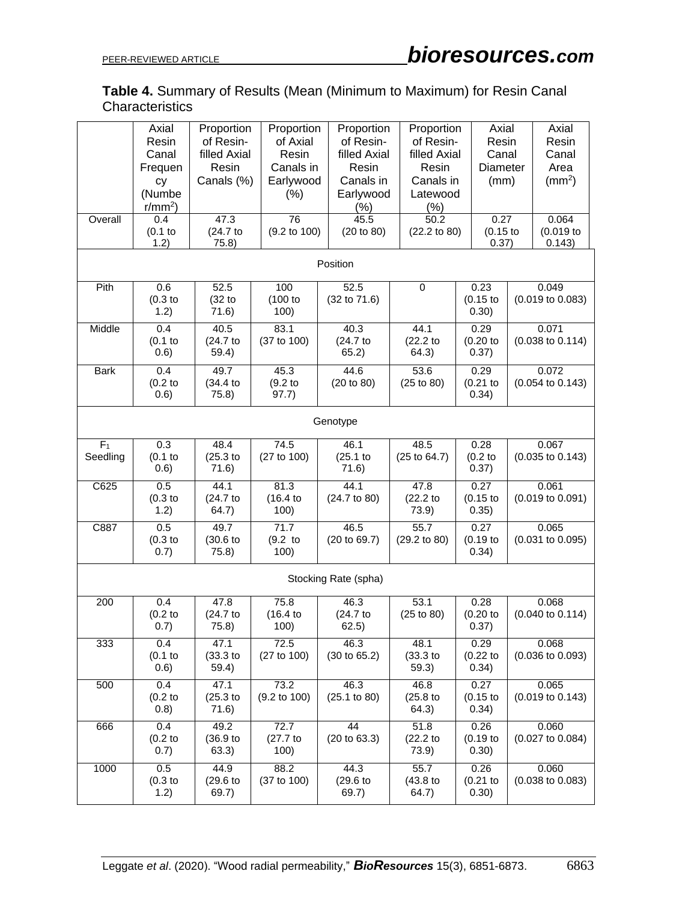**Table 4.** Summary of Results (Mean (Minimum to Maximum) for Resin Canal Characteristics

| | Axial Resin Canal Frequency (Number/mm$^2$) | Proportion of Resin-filled Axial Resin Canals (%) | Proportion of Axial Resin Canals in Earlywood (%) | Proportion of Resin-filled Axial Resin Canals in Earlywood (%) | Proportion of Resin-filled Axial Resin Canals in Latewood (%) | Axial Resin Canal Diameter (mm) | Axial Resin Canal Area (mm$^2$) |
|---|---|---|---|---|---|---|---|
| Overall | 0.4 (0.1 to 1.2) | 47.3 (24.7 to 75.8) | 76 (9.2 to 100) | 45.5 (20 to 80) | 50.2 (22.2 to 80) | 0.27 (0.15 to 0.37) | 0.064 (0.019 to 0.143) |
| Position | | | | | | | |
| Pith | 0.6 (0.3 to 1.2) | 52.5 (32 to 71.6) | 100 (100 to 100) | 52.5 (32 to 71.6) | 0 | 0.23 (0.15 to 0.30) | 0.049 (0.019 to 0.083) |
| Middle | 0.4 (0.1 to 0.6) | 40.5 (24.7 to 59.4) | 83.1 (37 to 100) | 40.3 (24.7 to 65.2) | 44.1 (22.2 to 64.3) | 0.29 (0.20 to 0.37) | 0.071 (0.038 to 0.114) |
| Bark | 0.4 (0.2 to 0.6) | 49.7 (34.4 to 75.8) | 45.3 (9.2 to 97.7) | 44.6 (20 to 80) | 53.6 (25 to 80) | 0.29 (0.21 to 0.34) | 0.072 (0.054 to 0.143) |
| Genotype | | | | | | | |
| $F_1$ Seedling | 0.3 (0.1 to 0.6) | 48.4 (25.3 to 71.6) | 74.5 (27 to 100) | 46.1 (25.1 to 71.6) | 48.5 (25 to 64.7) | 0.28 (0.2 to 0.37) | 0.067 (0.035 to 0.143) |
| C625 | 0.5 (0.3 to 1.2) | 44.1 (24.7 to 64.7) | 81.3 (16.4 to 100) | 44.1 (24.7 to 80) | 47.8 (22.2 to 73.9) | 0.27 (0.15 to 0.35) | 0.061 (0.019 to 0.091) |
| C887 | 0.5 (0.3 to 0.7) | 49.7 (30.6 to 75.8) | 71.7 (9.2 to 100) | 46.5 (20 to 69.7) | 55.7 (29.2 to 80) | 0.27 (0.19 to 0.34) | 0.065 (0.031 to 0.095) |
| Stocking Rate (spha) | | | | | | | |
| 200 | 0.4 (0.2 to 0.7) | 47.8 (24.7 to 75.8) | 75.8 (16.4 to 100) | 46.3 (24.7 to 62.5) | 53.1 (25 to 80) | 0.28 (0.20 to 0.37) | 0.068 (0.040 to 0.114) |
| 333 | 0.4 (0.1 to 0.6) | 47.1 (33.3 to 59.4) | 72.5 (27 to 100) | 46.3 (30 to 65.2) | 48.1 (33.3 to 59.3) | 0.29 (0.22 to 0.34) | 0.068 (0.036 to 0.093) |
| 500 | 0.4 (0.2 to 0.8) | 47.1 (25.3 to 71.6) | 73.2 (9.2 to 100) | 46.3 (25.1 to 80) | 46.8 (25.8 to 64.3) | 0.27 (0.15 to 0.34) | 0.065 (0.019 to 0.143) |
| 666 | 0.4 (0.2 to 0.7) | 49.2 (36.9 to 63.3) | 72.7 (27.7 to 100) | 44 (20 to 63.3) | 51.8 (22.2 to 73.9) | 0.26 (0.19 to 0.30) | 0.060 (0.027 to 0.084) |
| 1000 | 0.5 (0.3 to 1.2) | 44.9 (29.6 to 69.7) | 88.2 (37 to 100) | 44.3 (29.6 to 69.7) | 55.7 (43.8 to 64.7) | 0.26 (0.21 to 0.30) | 0.060 (0.038 to 0.083) |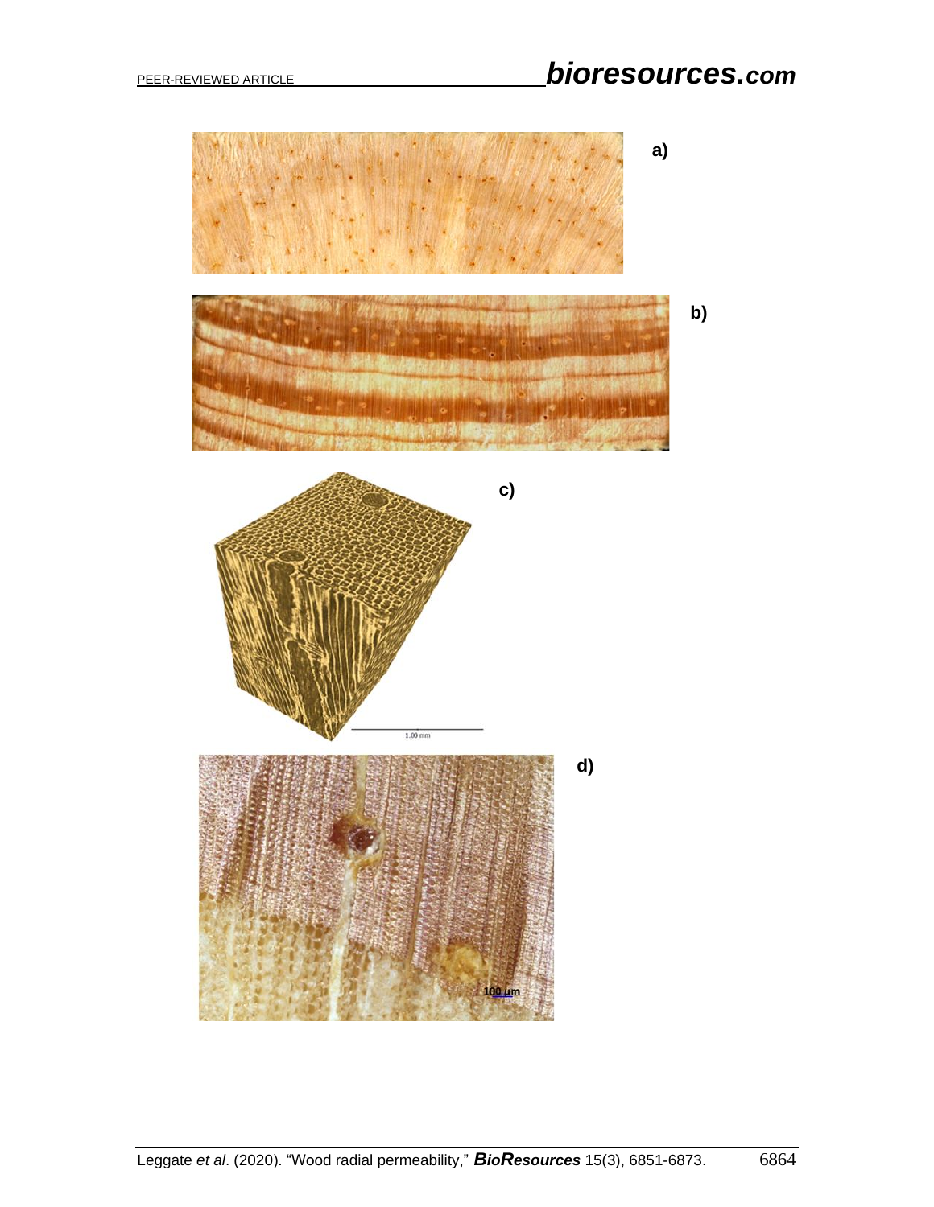a)

b)

c)

d)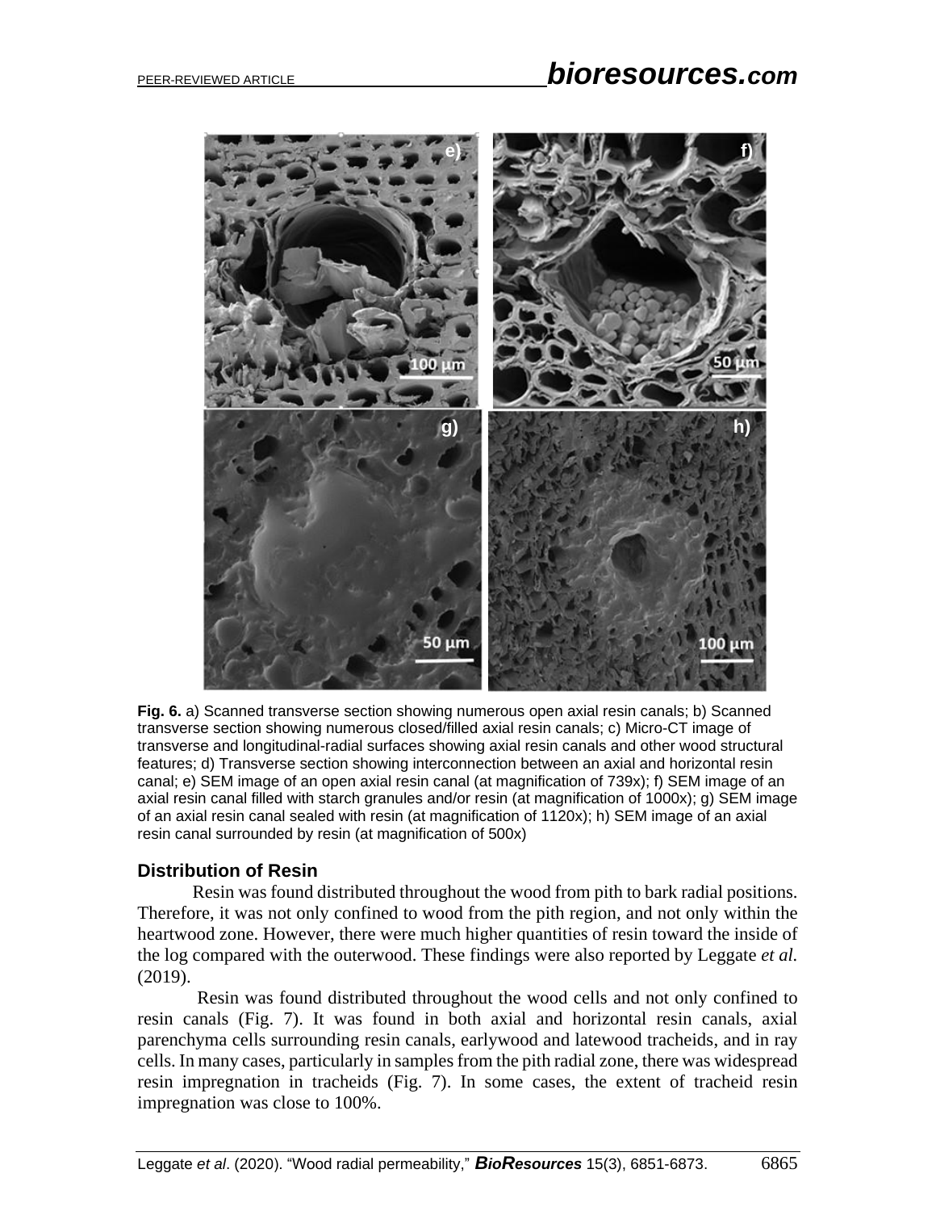**Fig. 6.** a) Scanned transverse section showing numerous open axial resin canals; b) Scanned transverse section showing numerous closed/filled axial resin canals; c) Micro-CT image of transverse and longitudinal-radial surfaces showing axial resin canals and other wood structural features; d) Transverse section showing interconnection between an axial and horizontal resin canal; e) SEM image of an open axial resin canal (at magnification of 739x); f) SEM image of an axial resin canal filled with starch granules and/or resin (at magnification of 1000x); g) SEM image of an axial resin canal sealed with resin (at magnification of 1120x); h) SEM image of an axial resin canal surrounded by resin (at magnification of 500x)

### Distribution of Resin

Resin was found distributed throughout the wood from pith to bark radial positions. Therefore, it was not only confined to wood from the pith region, and not only within the heartwood zone. However, there were much higher quantities of resin toward the inside of the log compared with the outerwood. These findings were also reported by Leggate *et al.* (2019).

Resin was found distributed throughout the wood cells and not only confined to resin canals (Fig. 7). It was found in both axial and horizontal resin canals, axial parenchyma cells surrounding resin canals, earlywood and latewood tracheids, and in ray cells. In many cases, particularly in samples from the pith radial zone, there was widespread resin impregnation in tracheids (Fig. 7). In some cases, the extent of tracheid resin impregnation was close to 100%.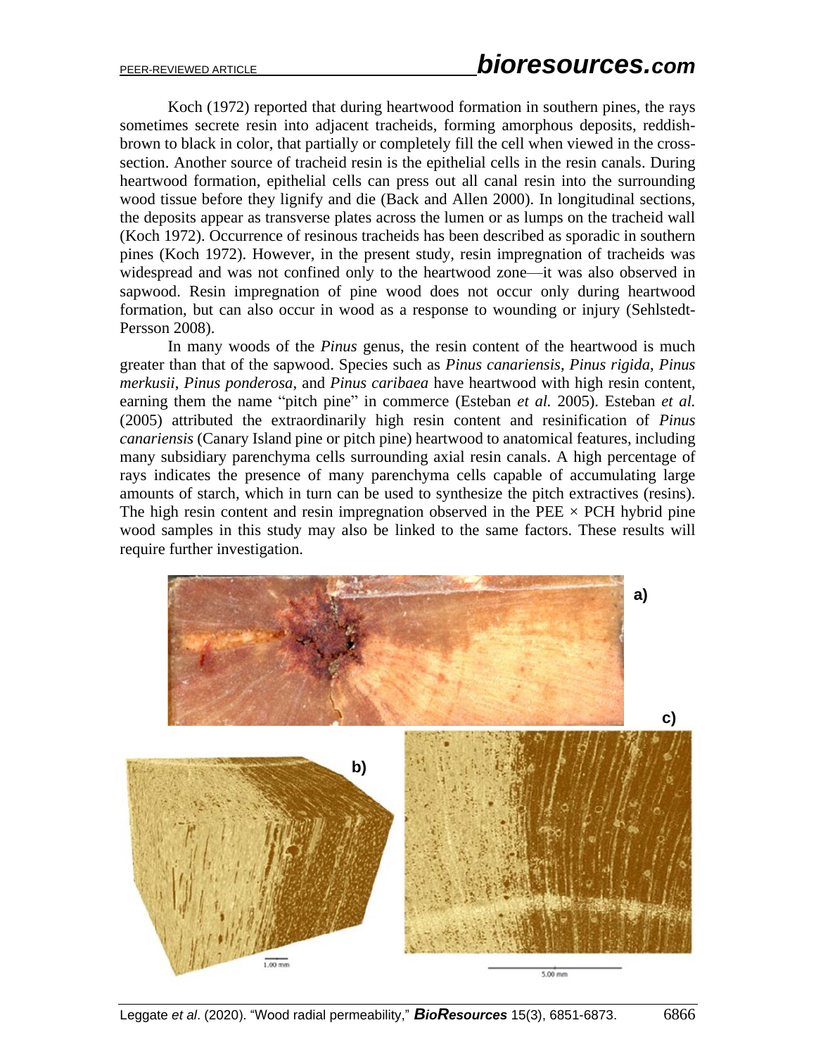Koch (1972) reported that during heartwood formation in southern pines, the rays sometimes secrete resin into adjacent tracheids, forming amorphous deposits, reddish-brown to black in color, that partially or completely fill the cell when viewed in the cross-section. Another source of tracheid resin is the epithelial cells in the resin canals. During heartwood formation, epithelial cells can press out all canal resin into the surrounding wood tissue before they lignify and die (Back and Allen 2000). In longitudinal sections, the deposits appear as transverse plates across the lumen or as lumps on the tracheid wall (Koch 1972). Occurrence of resinous tracheids has been described as sporadic in southern pines (Koch 1972). However, in the present study, resin impregnation of tracheids was widespread and was not confined only to the heartwood zone—it was also observed in sapwood. Resin impregnation of pine wood does not occur only during heartwood formation, but can also occur in wood as a response to wounding or injury (Sehlstedt-Persson 2008).

In many woods of the *Pinus* genus, the resin content of the heartwood is much greater than that of the sapwood. Species such as *Pinus canariensis*, *Pinus rigida*, *Pinus merkusii*, *Pinus ponderosa*, and *Pinus caribaea* have heartwood with high resin content, earning them the name "pitch pine" in commerce (Esteban *et al.* 2005). Esteban *et al.* (2005) attributed the extraordinarily high resin content and resinification of *Pinus canariensis* (Canary Island pine or pitch pine) heartwood to anatomical features, including many subsidiary parenchyma cells surrounding axial resin canals. A high percentage of rays indicates the presence of many parenchyma cells capable of accumulating large amounts of starch, which in turn can be used to synthesize the pitch extractives (resins). The high resin content and resin impregnation observed in the PEE × PCH hybrid pine wood samples in this study may also be linked to the same factors. These results will require further investigation.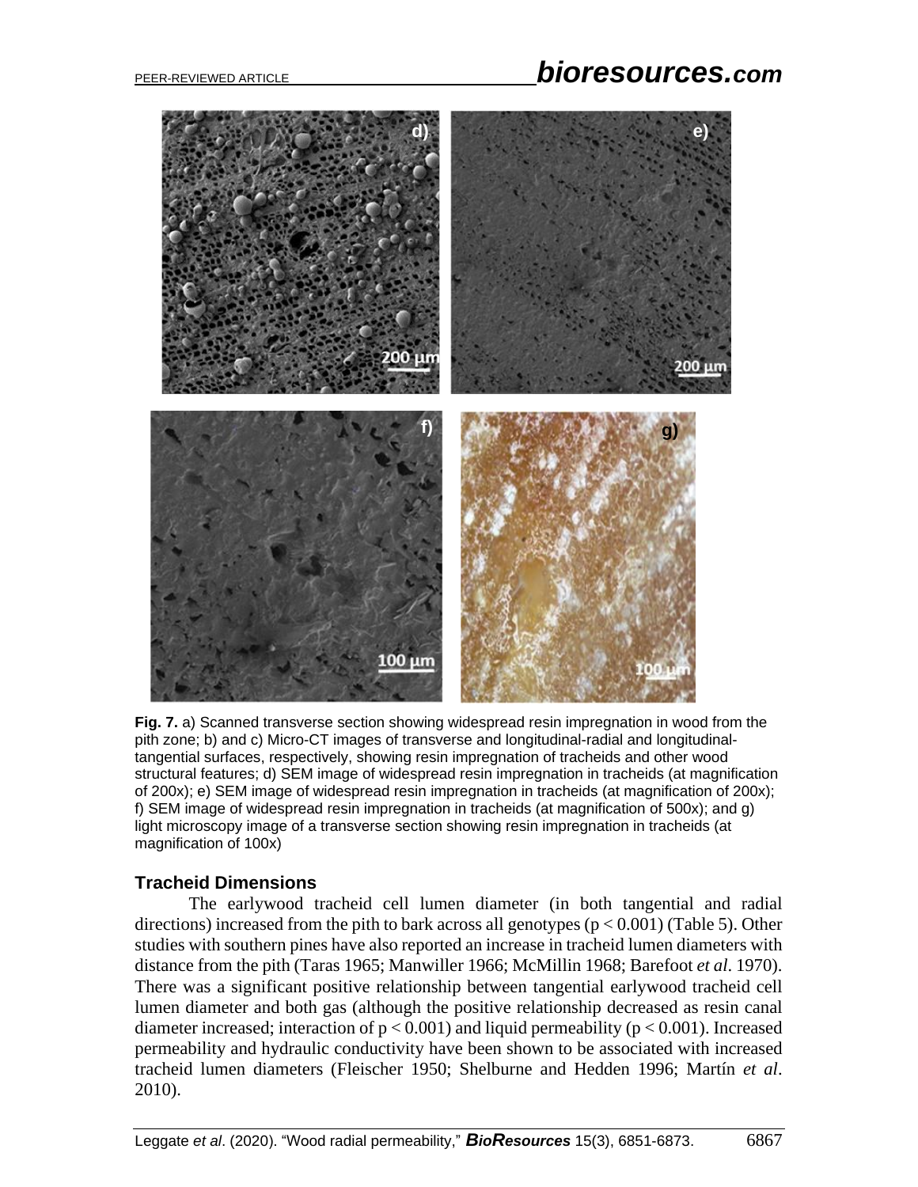**Fig. 7.** a) Scanned transverse section showing widespread resin impregnation in wood from the pith zone; b) and c) Micro-CT images of transverse and longitudinal-radial and longitudinal-tangential surfaces, respectively, showing resin impregnation of tracheids and other wood structural features; d) SEM image of widespread resin impregnation in tracheids (at magnification of 200x); e) SEM image of widespread resin impregnation in tracheids (at magnification of 200x); f) SEM image of widespread resin impregnation in tracheids (at magnification of 500x); and g) light microscopy image of a transverse section showing resin impregnation in tracheids (at magnification of 100x)

### Tracheid Dimensions

The earlywood tracheid cell lumen diameter (in both tangential and radial directions) increased from the pith to bark across all genotypes ($p < 0.001$) (Table 5). Other studies with southern pines have also reported an increase in tracheid lumen diameters with distance from the pith (Taras 1965; Manwiller 1966; McMillin 1968; Barefoot *et al*. 1970). There was a significant positive relationship between tangential earlywood tracheid cell lumen diameter and both gas (although the positive relationship decreased as resin canal diameter increased; interaction of $p < 0.001$) and liquid permeability ($p < 0.001$). Increased permeability and hydraulic conductivity have been shown to be associated with increased tracheid lumen diameters (Fleischer 1950; Shelburne and Hedden 1996; Martín *et al*. 2010).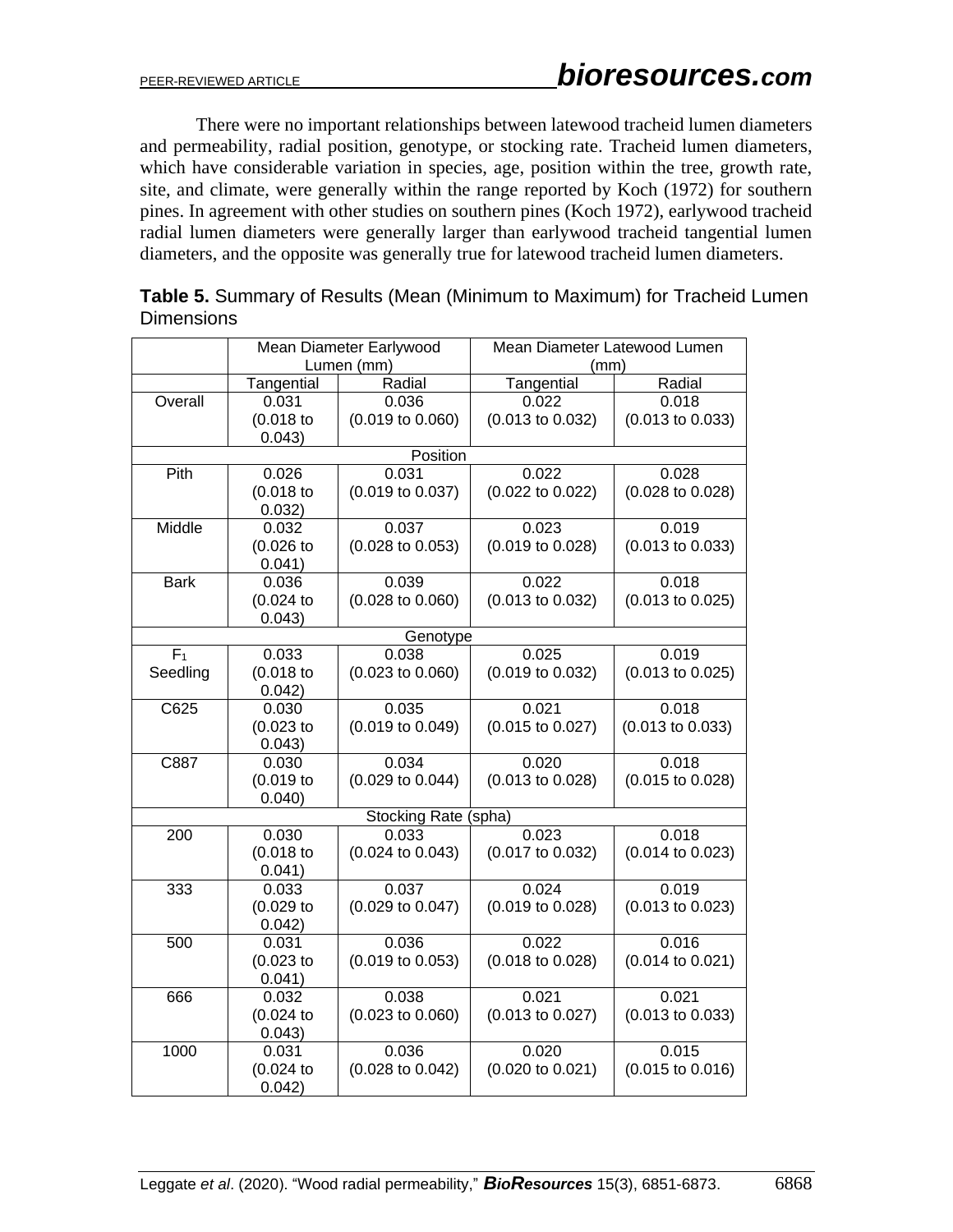There were no important relationships between latewood tracheid lumen diameters and permeability, radial position, genotype, or stocking rate. Tracheid lumen diameters, which have considerable variation in species, age, position within the tree, growth rate, site, and climate, were generally within the range reported by Koch (1972) for southern pines. In agreement with other studies on southern pines (Koch 1972), earlywood tracheid radial lumen diameters were generally larger than earlywood tracheid tangential lumen diameters, and the opposite was generally true for latewood tracheid lumen diameters.

**Table 5.** Summary of Results (Mean (Minimum to Maximum) for Tracheid Lumen Dimensions

| | Mean Diameter Earlywood Lumen (mm) | | Mean Diameter Latewood Lumen (mm) | |
|---|---|---|---|---|
| | Tangential | Radial | Tangential | Radial |
| Overall | 0.031 (0.018 to 0.043) | 0.036 (0.019 to 0.060) | 0.022 (0.013 to 0.032) | 0.018 (0.013 to 0.033) |
| Position | | | | |
| Pith | 0.026 (0.018 to 0.032) | 0.031 (0.019 to 0.037) | 0.022 (0.022 to 0.022) | 0.028 (0.028 to 0.028) |
| Middle | 0.032 (0.026 to 0.041) | 0.037 (0.028 to 0.053) | 0.023 (0.019 to 0.028) | 0.019 (0.013 to 0.033) |
| Bark | 0.036 (0.024 to 0.043) | 0.039 (0.028 to 0.060) | 0.022 (0.013 to 0.032) | 0.018 (0.013 to 0.025) |
| Genotype | | | | |
| $F_1$ Seedling | 0.033 (0.018 to 0.042) | 0.038 (0.023 to 0.060) | 0.025 (0.019 to 0.032) | 0.019 (0.013 to 0.025) |
| C625 | 0.030 (0.023 to 0.043) | 0.035 (0.019 to 0.049) | 0.021 (0.015 to 0.027) | 0.018 (0.013 to 0.033) |
| C887 | 0.030 (0.019 to 0.040) | 0.034 (0.029 to 0.044) | 0.020 (0.013 to 0.028) | 0.018 (0.015 to 0.028) |
| Stocking Rate (spha) | | | | |
| 200 | 0.030 (0.018 to 0.041) | 0.033 (0.024 to 0.043) | 0.023 (0.017 to 0.032) | 0.018 (0.014 to 0.023) |
| 333 | 0.033 (0.029 to 0.042) | 0.037 (0.029 to 0.047) | 0.024 (0.019 to 0.028) | 0.019 (0.013 to 0.023) |
| 500 | 0.031 (0.023 to 0.041) | 0.036 (0.019 to 0.053) | 0.022 (0.018 to 0.028) | 0.016 (0.014 to 0.021) |
| 666 | 0.032 (0.024 to 0.043) | 0.038 (0.023 to 0.060) | 0.021 (0.013 to 0.027) | 0.021 (0.013 to 0.033) |
| 1000 | 0.031 (0.024 to 0.042) | 0.036 (0.028 to 0.042) | 0.020 (0.020 to 0.021) | 0.015 (0.015 to 0.016) |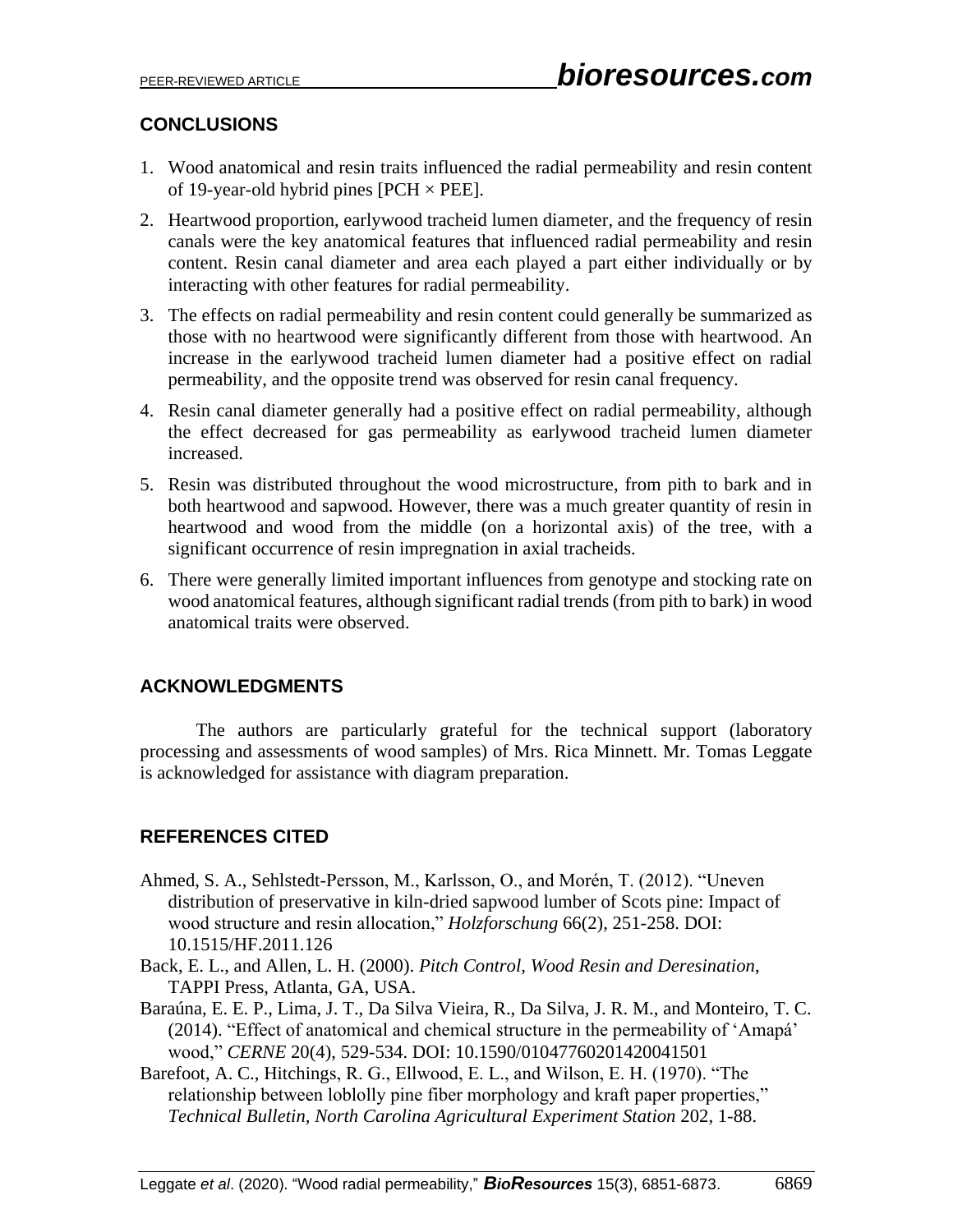## CONCLUSIONS

1. Wood anatomical and resin traits influenced the radial permeability and resin content of 19-year-old hybrid pines [PCH × PEE].
2. Heartwood proportion, earlywood tracheid lumen diameter, and the frequency of resin canals were the key anatomical features that influenced radial permeability and resin content. Resin canal diameter and area each played a part either individually or by interacting with other features for radial permeability.
3. The effects on radial permeability and resin content could generally be summarized as those with no heartwood were significantly different from those with heartwood. An increase in the earlywood tracheid lumen diameter had a positive effect on radial permeability, and the opposite trend was observed for resin canal frequency.
4. Resin canal diameter generally had a positive effect on radial permeability, although the effect decreased for gas permeability as earlywood tracheid lumen diameter increased.
5. Resin was distributed throughout the wood microstructure, from pith to bark and in both heartwood and sapwood. However, there was a much greater quantity of resin in heartwood and wood from the middle (on a horizontal axis) of the tree, with a significant occurrence of resin impregnation in axial tracheids.
6. There were generally limited important influences from genotype and stocking rate on wood anatomical features, although significant radial trends (from pith to bark) in wood anatomical traits were observed.

## ACKNOWLEDGMENTS

The authors are particularly grateful for the technical support (laboratory processing and assessments of wood samples) of Mrs. Rica Minnett. Mr. Tomas Leggate is acknowledged for assistance with diagram preparation.

## REFERENCES CITED

Ahmed, S. A., Sehlstedt-Persson, M., Karlsson, O., and Morén, T. (2012). "Uneven distribution of preservative in kiln-dried sapwood lumber of Scots pine: Impact of wood structure and resin allocation," *Holzforschung* 66(2), 251-258. DOI: 10.1515/HF.2011.126

Back, E. L., and Allen, L. H. (2000). *Pitch Control, Wood Resin and Deresination*, TAPPI Press, Atlanta, GA, USA.

Baraúna, E. E. P., Lima, J. T., Da Silva Vieira, R., Da Silva, J. R. M., and Monteiro, T. C. (2014). "Effect of anatomical and chemical structure in the permeability of 'Amapá' wood," *CERNE* 20(4), 529-534. DOI: 10.1590/01047760201420041501

Barefoot, A. C., Hitchings, R. G., Ellwood, E. L., and Wilson, E. H. (1970). "The relationship between loblolly pine fiber morphology and kraft paper properties," *Technical Bulletin, North Carolina Agricultural Experiment Station* 202, 1-88.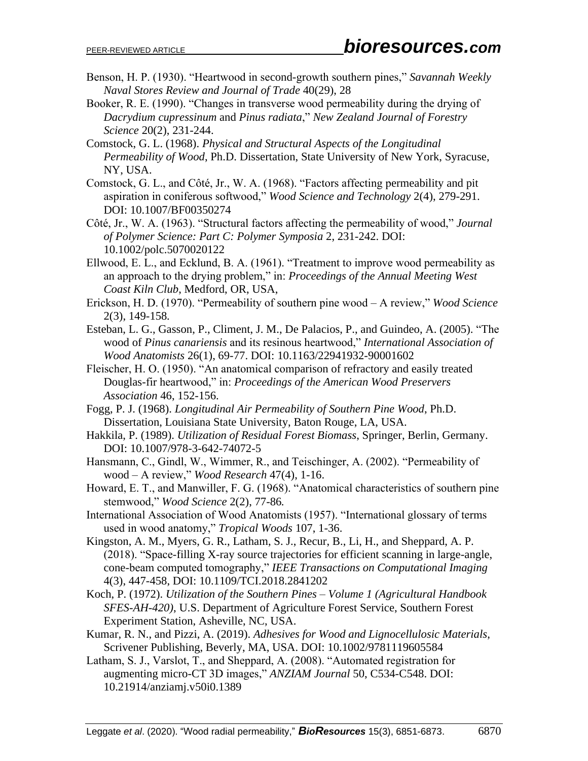Benson, H. P. (1930). "Heartwood in second-growth southern pines," *Savannah Weekly Naval Stores Review and Journal of Trade* 40(29), 28

Booker, R. E. (1990). "Changes in transverse wood permeability during the drying of *Dacrydium cupressinum* and *Pinus radiata*," *New Zealand Journal of Forestry Science* 20(2), 231-244.

Comstock, G. L. (1968). *Physical and Structural Aspects of the Longitudinal Permeability of Wood*, Ph.D. Dissertation, State University of New York, Syracuse, NY, USA.

Comstock, G. L., and Côté, Jr., W. A. (1968). "Factors affecting permeability and pit aspiration in coniferous softwood," *Wood Science and Technology* 2(4), 279-291. DOI: 10.1007/BF00350274

Côté, Jr., W. A. (1963). "Structural factors affecting the permeability of wood," *Journal of Polymer Science: Part C: Polymer Symposia* 2, 231-242. DOI: 10.1002/polc.5070020122

Ellwood, E. L., and Ecklund, B. A. (1961). "Treatment to improve wood permeability as an approach to the drying problem," in: *Proceedings of the Annual Meeting West Coast Kiln Club*, Medford, OR, USA,

Erickson, H. D. (1970). "Permeability of southern pine wood – A review," *Wood Science* 2(3), 149-158.

Esteban, L. G., Gasson, P., Climent, J. M., De Palacios, P., and Guindeo, A. (2005). "The wood of *Pinus canariensis* and its resinous heartwood," *International Association of Wood Anatomists* 26(1), 69-77. DOI: 10.1163/22941932-90001602

Fleischer, H. O. (1950). "An anatomical comparison of refractory and easily treated Douglas-fir heartwood," in: *Proceedings of the American Wood Preservers Association* 46, 152-156.

Fogg, P. J. (1968). *Longitudinal Air Permeability of Southern Pine Wood*, Ph.D. Dissertation, Louisiana State University, Baton Rouge, LA, USA.

Hakkila, P. (1989). *Utilization of Residual Forest Biomass*, Springer, Berlin, Germany. DOI: 10.1007/978-3-642-74072-5

Hansmann, C., Gindl, W., Wimmer, R., and Teischinger, A. (2002). "Permeability of wood – A review," *Wood Research* 47(4), 1-16.

Howard, E. T., and Manwiller, F. G. (1968). "Anatomical characteristics of southern pine stemwood," *Wood Science* 2(2), 77-86.

International Association of Wood Anatomists (1957). "International glossary of terms used in wood anatomy," *Tropical Woods* 107, 1-36.

Kingston, A. M., Myers, G. R., Latham, S. J., Recur, B., Li, H., and Sheppard, A. P. (2018). "Space-filling X-ray source trajectories for efficient scanning in large-angle, cone-beam computed tomography," *IEEE Transactions on Computational Imaging* 4(3), 447-458, DOI: 10.1109/TCI.2018.2841202

Koch, P. (1972). *Utilization of the Southern Pines – Volume 1 (Agricultural Handbook SFES-AH-420)*, U.S. Department of Agriculture Forest Service, Southern Forest Experiment Station, Asheville, NC, USA.

Kumar, R. N., and Pizzi, A. (2019). *Adhesives for Wood and Lignocellulosic Materials*, Scrivener Publishing, Beverly, MA, USA. DOI: 10.1002/9781119605584

Latham, S. J., Varslot, T., and Sheppard, A. (2008). "Automated registration for augmenting micro-CT 3D images," *ANZIAM Journal* 50, C534-C548. DOI: 10.21914/anziamj.v50i0.1389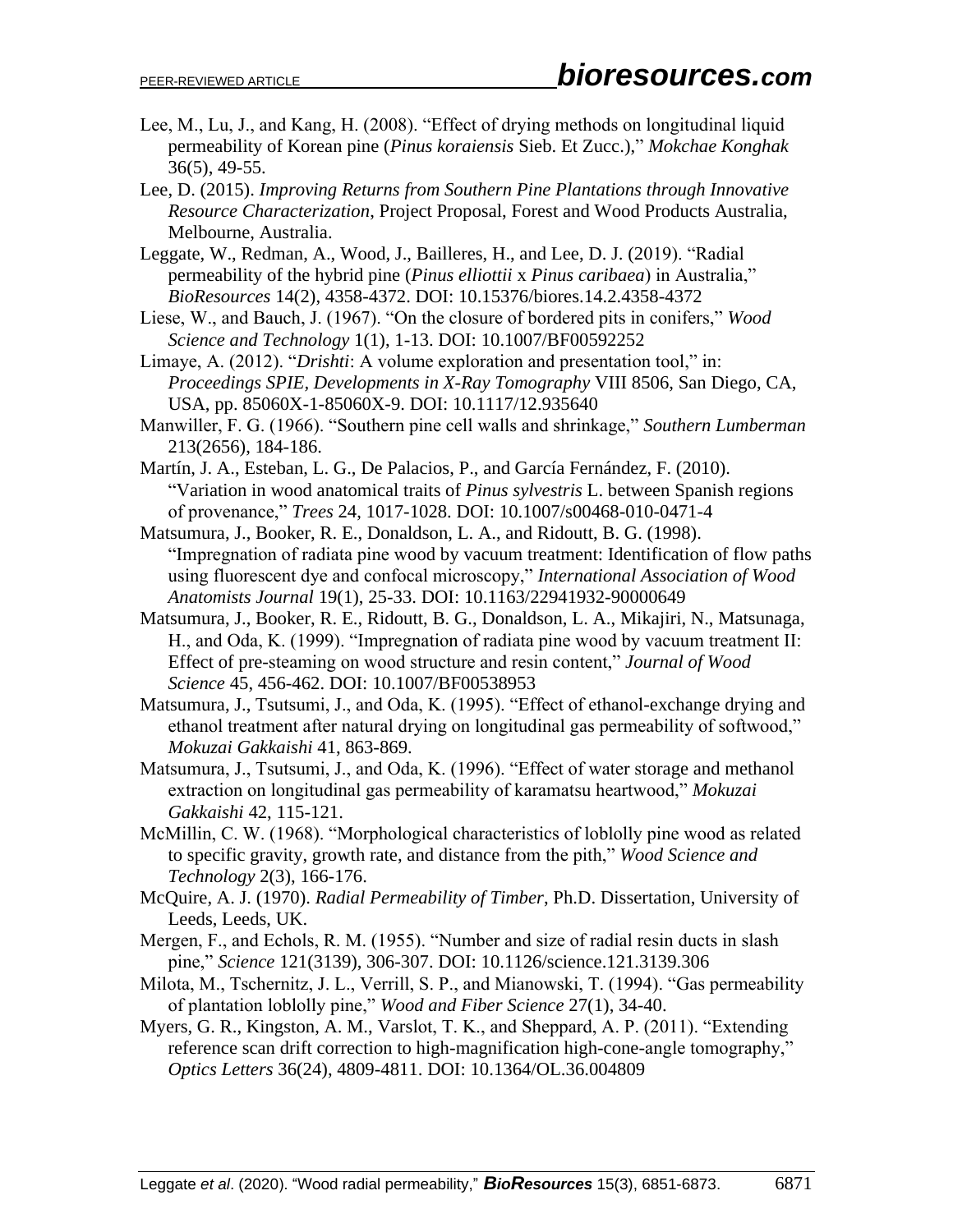Lee, M., Lu, J., and Kang, H. (2008). "Effect of drying methods on longitudinal liquid permeability of Korean pine (*Pinus koraiensis* Sieb. Et Zucc.)," *Mokchae Konghak* 36(5), 49-55.

Lee, D. (2015). *Improving Returns from Southern Pine Plantations through Innovative Resource Characterization*, Project Proposal, Forest and Wood Products Australia, Melbourne, Australia.

Leggate, W., Redman, A., Wood, J., Bailleres, H., and Lee, D. J. (2019). "Radial permeability of the hybrid pine (*Pinus elliottii* x *Pinus caribaea*) in Australia," *BioResources* 14(2), 4358-4372. DOI: 10.15376/biores.14.2.4358-4372

Liese, W., and Bauch, J. (1967). "On the closure of bordered pits in conifers," *Wood Science and Technology* 1(1), 1-13. DOI: 10.1007/BF00592252

Limaye, A. (2012). "*Drishti*: A volume exploration and presentation tool," in: *Proceedings SPIE, Developments in X-Ray Tomography* VIII 8506, San Diego, CA, USA, pp. 85060X-1-85060X-9. DOI: 10.1117/12.935640

Manwiller, F. G. (1966). "Southern pine cell walls and shrinkage," *Southern Lumberman* 213(2656), 184-186.

Martín, J. A., Esteban, L. G., De Palacios, P., and García Fernández, F. (2010). "Variation in wood anatomical traits of *Pinus sylvestris* L. between Spanish regions of provenance," *Trees* 24, 1017-1028. DOI: 10.1007/s00468-010-0471-4

Matsumura, J., Booker, R. E., Donaldson, L. A., and Ridoutt, B. G. (1998). "Impregnation of radiata pine wood by vacuum treatment: Identification of flow paths using fluorescent dye and confocal microscopy," *International Association of Wood Anatomists Journal* 19(1), 25-33. DOI: 10.1163/22941932-90000649

Matsumura, J., Booker, R. E., Ridoutt, B. G., Donaldson, L. A., Mikajiri, N., Matsunaga, H., and Oda, K. (1999). "Impregnation of radiata pine wood by vacuum treatment II: Effect of pre-steaming on wood structure and resin content," *Journal of Wood Science* 45, 456-462. DOI: 10.1007/BF00538953

Matsumura, J., Tsutsumi, J., and Oda, K. (1995). "Effect of ethanol-exchange drying and ethanol treatment after natural drying on longitudinal gas permeability of softwood," *Mokuzai Gakkaishi* 41, 863-869.

Matsumura, J., Tsutsumi, J., and Oda, K. (1996). "Effect of water storage and methanol extraction on longitudinal gas permeability of karamatsu heartwood," *Mokuzai Gakkaishi* 42, 115-121.

McMillin, C. W. (1968). "Morphological characteristics of loblolly pine wood as related to specific gravity, growth rate, and distance from the pith," *Wood Science and Technology* 2(3), 166-176.

McQuire, A. J. (1970). *Radial Permeability of Timber*, Ph.D. Dissertation, University of Leeds, Leeds, UK.

Mergen, F., and Echols, R. M. (1955). "Number and size of radial resin ducts in slash pine," *Science* 121(3139), 306-307. DOI: 10.1126/science.121.3139.306

Milota, M., Tschernitz, J. L., Verrill, S. P., and Mianowski, T. (1994). "Gas permeability of plantation loblolly pine," *Wood and Fiber Science* 27(1), 34-40.

Myers, G. R., Kingston, A. M., Varslot, T. K., and Sheppard, A. P. (2011). "Extending reference scan drift correction to high-magnification high-cone-angle tomography," *Optics Letters* 36(24), 4809-4811. DOI: 10.1364/OL.36.004809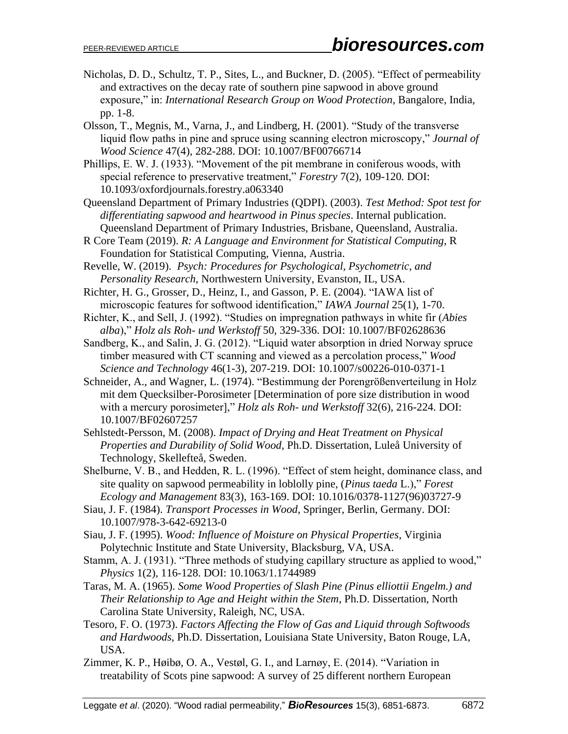Nicholas, D. D., Schultz, T. P., Sites, L., and Buckner, D. (2005). "Effect of permeability and extractives on the decay rate of southern pine sapwood in above ground exposure," in: *International Research Group on Wood Protection*, Bangalore, India, pp. 1-8.

Olsson, T., Megnis, M., Varna, J., and Lindberg, H. (2001). "Study of the transverse liquid flow paths in pine and spruce using scanning electron microscopy," *Journal of Wood Science* 47(4), 282-288. DOI: 10.1007/BF00766714

Phillips, E. W. J. (1933). "Movement of the pit membrane in coniferous woods, with special reference to preservative treatment," *Forestry* 7(2), 109-120. DOI: 10.1093/oxfordjournals.forestry.a063340

Queensland Department of Primary Industries (QDPI). (2003). *Test Method: Spot test for differentiating sapwood and heartwood in Pinus species*. Internal publication. Queensland Department of Primary Industries, Brisbane, Queensland, Australia.

R Core Team (2019). *R: A Language and Environment for Statistical Computing*, R Foundation for Statistical Computing, Vienna, Austria.

Revelle, W. (2019). *Psych: Procedures for Psychological, Psychometric, and Personality Research*, Northwestern University, Evanston, IL, USA.

Richter, H. G., Grosser, D., Heinz, I., and Gasson, P. E. (2004). "IAWA list of microscopic features for softwood identification," *IAWA Journal* 25(1), 1-70.

Richter, K., and Sell, J. (1992). "Studies on impregnation pathways in white fir (*Abies alba*)," *Holz als Roh- und Werkstoff* 50, 329-336. DOI: 10.1007/BF02628636

Sandberg, K., and Salin, J. G. (2012). "Liquid water absorption in dried Norway spruce timber measured with CT scanning and viewed as a percolation process," *Wood Science and Technology* 46(1-3), 207-219. DOI: 10.1007/s00226-010-0371-1

Schneider, A., and Wagner, L. (1974). "Bestimmung der Porengrößenverteilung in Holz mit dem Quecksilber-Porosimeter [Determination of pore size distribution in wood with a mercury porosimeter]," *Holz als Roh- und Werkstoff* 32(6), 216-224. DOI: 10.1007/BF02607257

Sehlstedt-Persson, M. (2008). *Impact of Drying and Heat Treatment on Physical Properties and Durability of Solid Wood*, Ph.D. Dissertation, Luleå University of Technology, Skellefteå, Sweden.

Shelburne, V. B., and Hedden, R. L. (1996). "Effect of stem height, dominance class, and site quality on sapwood permeability in loblolly pine, (*Pinus taeda* L.)," *Forest Ecology and Management* 83(3), 163-169. DOI: 10.1016/0378-1127(96)03727-9

Siau, J. F. (1984). *Transport Processes in Wood*, Springer, Berlin, Germany. DOI: 10.1007/978-3-642-69213-0

Siau, J. F. (1995). *Wood: Influence of Moisture on Physical Properties*, Virginia Polytechnic Institute and State University, Blacksburg, VA, USA.

Stamm, A. J. (1931). "Three methods of studying capillary structure as applied to wood," *Physics* 1(2), 116-128. DOI: 10.1063/1.1744989

Taras, M. A. (1965). *Some Wood Properties of Slash Pine (Pinus elliottii Engelm.) and Their Relationship to Age and Height within the Stem*, Ph.D. Dissertation, North Carolina State University, Raleigh, NC, USA.

Tesoro, F. O. (1973). *Factors Affecting the Flow of Gas and Liquid through Softwoods and Hardwoods*, Ph.D. Dissertation, Louisiana State University, Baton Rouge, LA, USA.

Zimmer, K. P., Høibø, O. A., Vestøl, G. I., and Larnøy, E. (2014). "Variation in treatability of Scots pine sapwood: A survey of 25 different northern European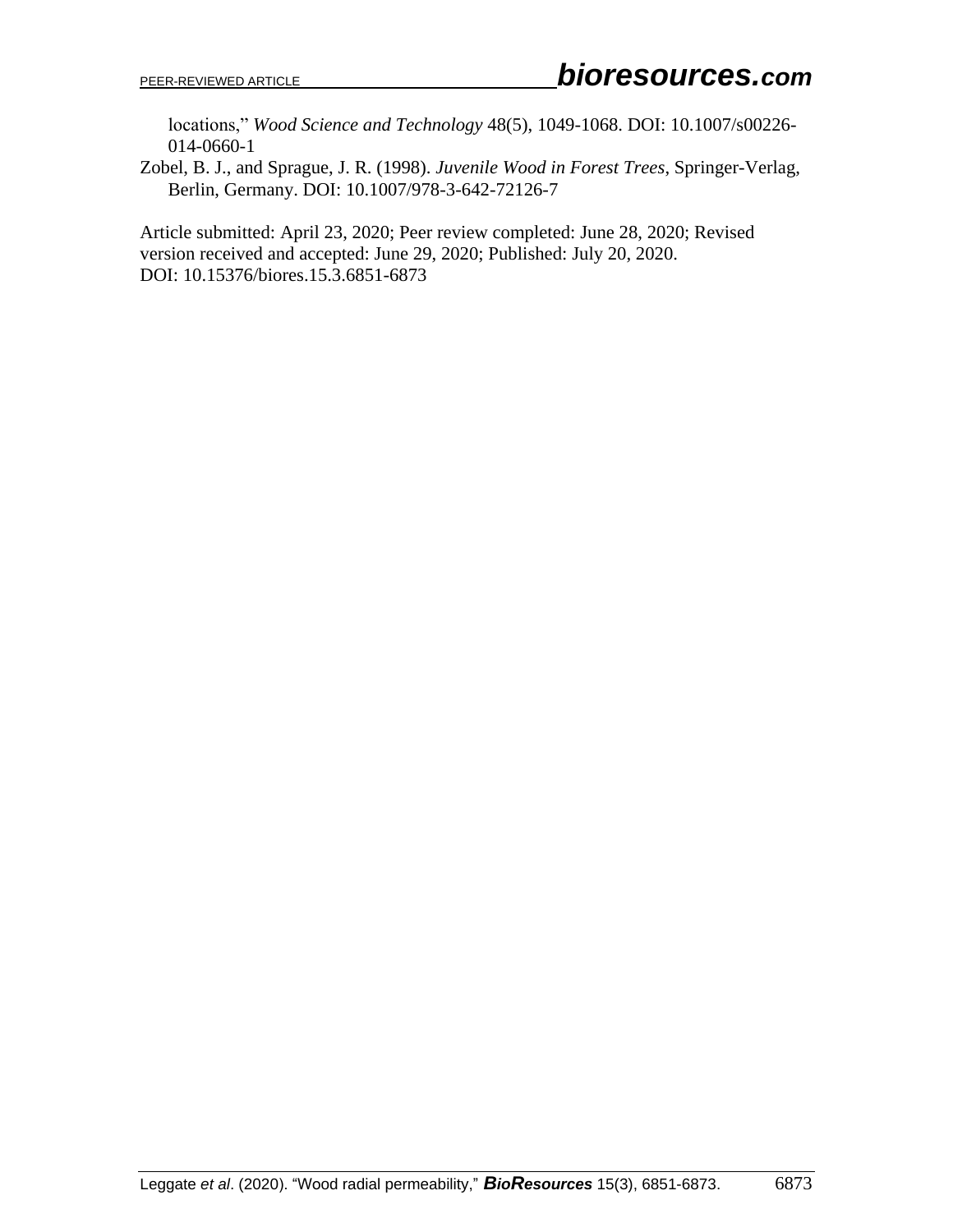locations," *Wood Science and Technology* 48(5), 1049-1068. DOI: 10.1007/s00226-014-0660-1

Zobel, B. J., and Sprague, J. R. (1998). *Juvenile Wood in Forest Trees*, Springer-Verlag, Berlin, Germany. DOI: 10.1007/978-3-642-72126-7

Article submitted: April 23, 2020; Peer review completed: June 28, 2020; Revised version received and accepted: June 29, 2020; Published: July 20, 2020.
DOI: 10.15376/biores.15.3.6851-6873